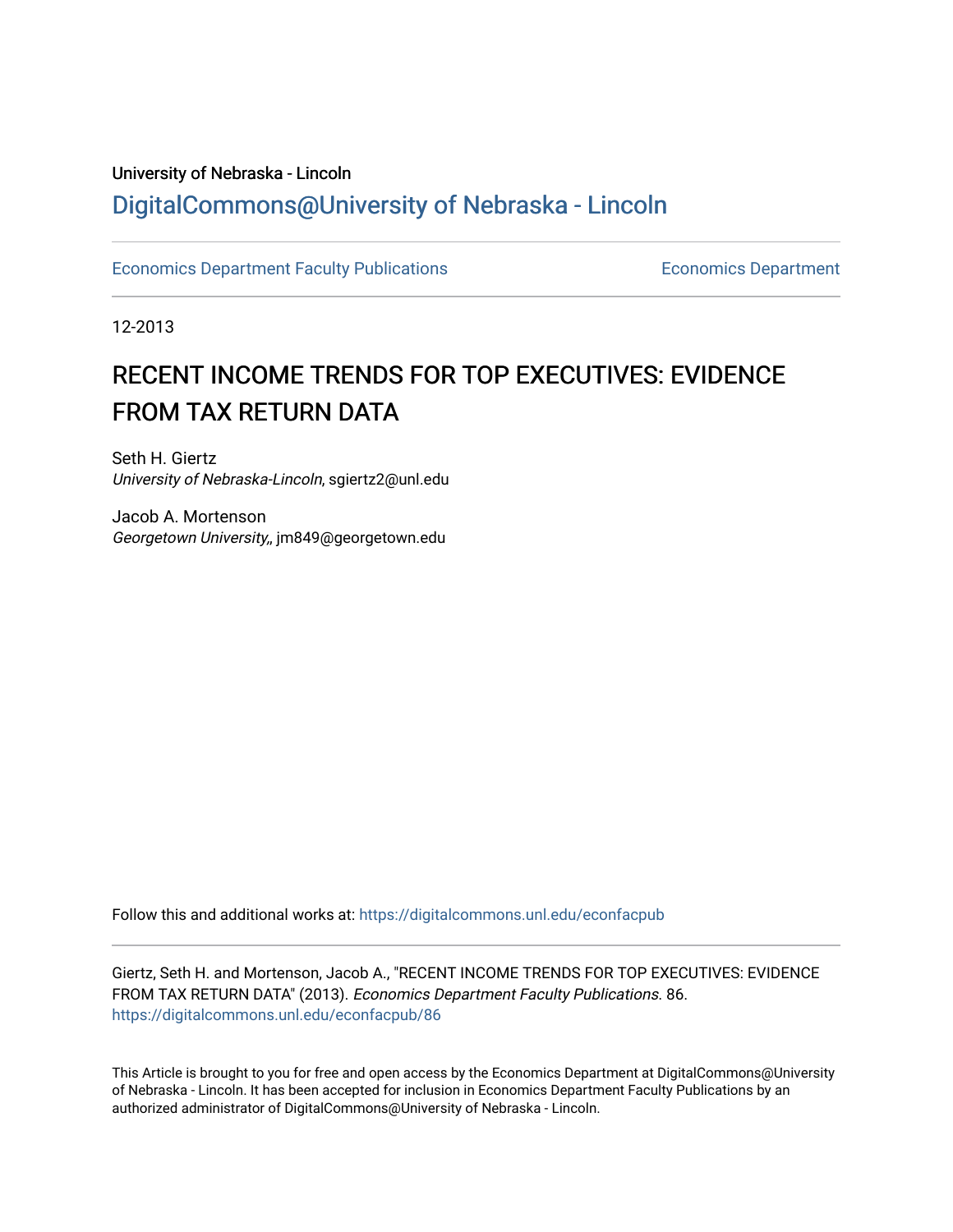University of Nebraska - Lincoln

## DigitalCommons@University of Nebraska - Lincoln

Economics Department Faculty Publications

Economics Department

12-2013

# RECENT INCOME TRENDS FOR TOP EXECUTIVES: EVIDENCE FROM TAX RETURN DATA

Seth H. Giertz
*University of Nebraska-Lincoln*, sgiertz2@unl.edu

Jacob A. Mortenson
*Georgetown University,*, jm849@georgetown.edu

Follow this and additional works at: https://digitalcommons.unl.edu/econfacpub

Giertz, Seth H. and Mortenson, Jacob A., "RECENT INCOME TRENDS FOR TOP EXECUTIVES: EVIDENCE FROM TAX RETURN DATA" (2013). *Economics Department Faculty Publications*. 86.
https://digitalcommons.unl.edu/econfacpub/86

This Article is brought to you for free and open access by the Economics Department at DigitalCommons@University of Nebraska - Lincoln. It has been accepted for inclusion in Economics Department Faculty Publications by an authorized administrator of DigitalCommons@University of Nebraska - Lincoln.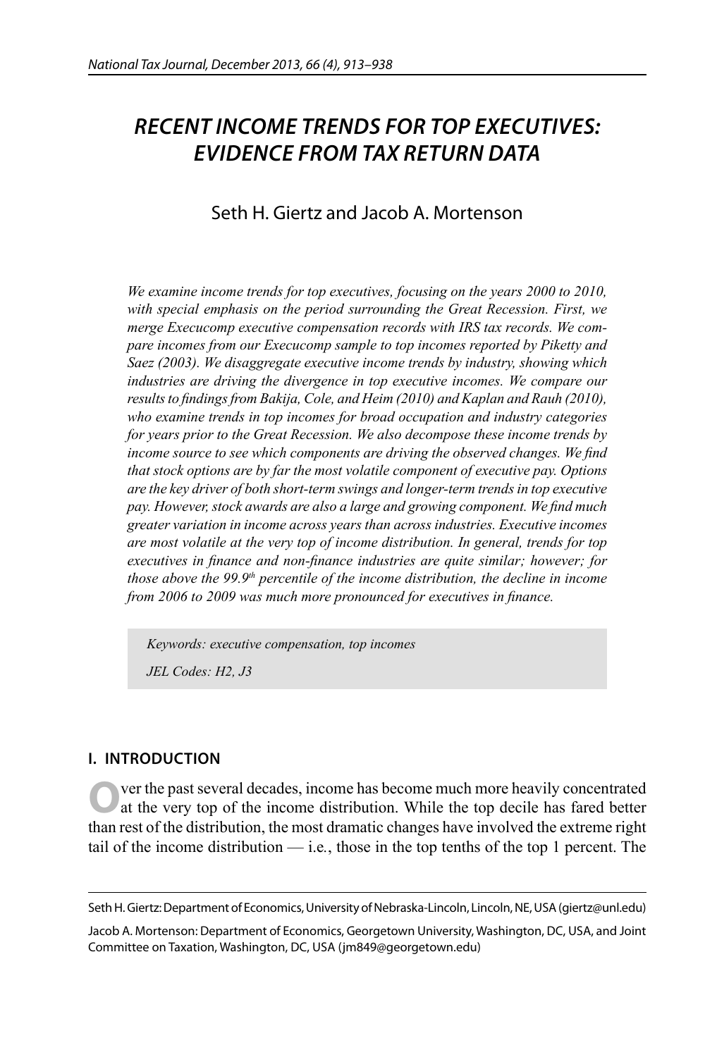# RECENT INCOME TRENDS FOR TOP EXECUTIVES: EVIDENCE FROM TAX RETURN DATA

Seth H. Giertz and Jacob A. Mortenson

*We examine income trends for top executives, focusing on the years 2000 to 2010, with special emphasis on the period surrounding the Great Recession. First, we merge Execucomp executive compensation records with IRS tax records. We compare incomes from our Execucomp sample to top incomes reported by Piketty and Saez (2003). We disaggregate executive income trends by industry, showing which industries are driving the divergence in top executive incomes. We compare our results to findings from Bakija, Cole, and Heim (2010) and Kaplan and Rauh (2010), who examine trends in top incomes for broad occupation and industry categories for years prior to the Great Recession. We also decompose these income trends by income source to see which components are driving the observed changes. We find that stock options are by far the most volatile component of executive pay. Options are the key driver of both short-term swings and longer-term trends in top executive pay. However, stock awards are also a large and growing component. We find much greater variation in income across years than across industries. Executive incomes are most volatile at the very top of income distribution. In general, trends for top executives in finance and non-finance industries are quite similar; however; for those above the 99.9th percentile of the income distribution, the decline in income from 2006 to 2009 was much more pronounced for executives in finance.*

*Keywords: executive compensation, top incomes*

*JEL Codes: H2, J3*

## I. INTRODUCTION

Over the past several decades, income has become much more heavily concentrated at the very top of the income distribution. While the top decile has fared better than rest of the distribution, the most dramatic changes have involved the extreme right tail of the income distribution — i.e., those in the top tenths of the top 1 percent. The

Seth H. Giertz: Department of Economics, University of Nebraska-Lincoln, Lincoln, NE, USA (giertz@unl.edu)

Jacob A. Mortenson: Department of Economics, Georgetown University, Washington, DC, USA, and Joint Committee on Taxation, Washington, DC, USA (jm849@georgetown.edu)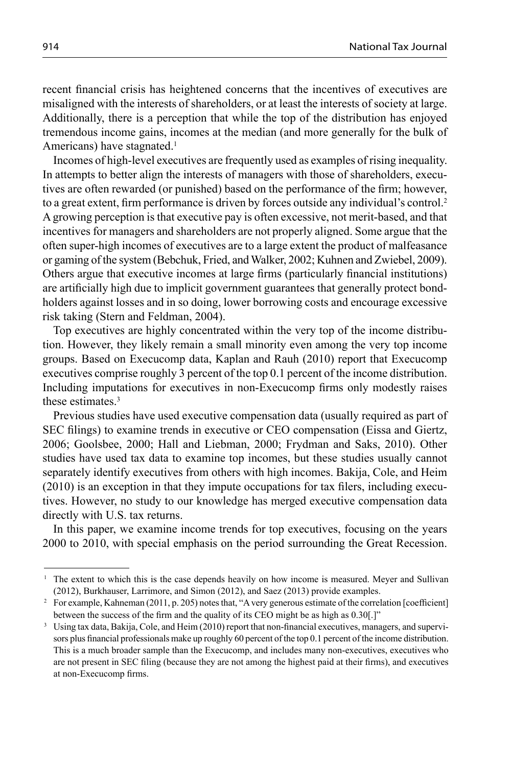recent financial crisis has heightened concerns that the incentives of executives are misaligned with the interests of shareholders, or at least the interests of society at large. Additionally, there is a perception that while the top of the distribution has enjoyed tremendous income gains, incomes at the median (and more generally for the bulk of Americans) have stagnated.[1]

Incomes of high-level executives are frequently used as examples of rising inequality. In attempts to better align the interests of managers with those of shareholders, executives are often rewarded (or punished) based on the performance of the firm; however, to a great extent, firm performance is driven by forces outside any individual's control.[2] A growing perception is that executive pay is often excessive, not merit-based, and that incentives for managers and shareholders are not properly aligned. Some argue that the often super-high incomes of executives are to a large extent the product of malfeasance or gaming of the system (Bebchuk, Fried, and Walker, 2002; Kuhnen and Zwiebel, 2009). Others argue that executive incomes at large firms (particularly financial institutions) are artificially high due to implicit government guarantees that generally protect bondholders against losses and in so doing, lower borrowing costs and encourage excessive risk taking (Stern and Feldman, 2004).

Top executives are highly concentrated within the very top of the income distribution. However, they likely remain a small minority even among the very top income groups. Based on Execucomp data, Kaplan and Rauh (2010) report that Execucomp executives comprise roughly 3 percent of the top 0.1 percent of the income distribution. Including imputations for executives in non-Execucomp firms only modestly raises these estimates.[3]

Previous studies have used executive compensation data (usually required as part of SEC filings) to examine trends in executive or CEO compensation (Eissa and Giertz, 2006; Goolsbee, 2000; Hall and Liebman, 2000; Frydman and Saks, 2010). Other studies have used tax data to examine top incomes, but these studies usually cannot separately identify executives from others with high incomes. Bakija, Cole, and Heim (2010) is an exception in that they impute occupations for tax filers, including executives. However, no study to our knowledge has merged executive compensation data directly with U.S. tax returns.

In this paper, we examine income trends for top executives, focusing on the years 2000 to 2010, with special emphasis on the period surrounding the Great Recession.

---

[1] The extent to which this is the case depends heavily on how income is measured. Meyer and Sullivan (2012), Burkhauser, Larrimore, and Simon (2012), and Saez (2013) provide examples.

[2] For example, Kahneman (2011, p. 205) notes that, "A very generous estimate of the correlation [coefficient] between the success of the firm and the quality of its CEO might be as high as 0.30[.]"

[3] Using tax data, Bakija, Cole, and Heim (2010) report that non-financial executives, managers, and supervisors plus financial professionals make up roughly 60 percent of the top 0.1 percent of the income distribution. This is a much broader sample than the Execucomp, and includes many non-executives, executives who are not present in SEC filing (because they are not among the highest paid at their firms), and executives at non-Execucomp firms.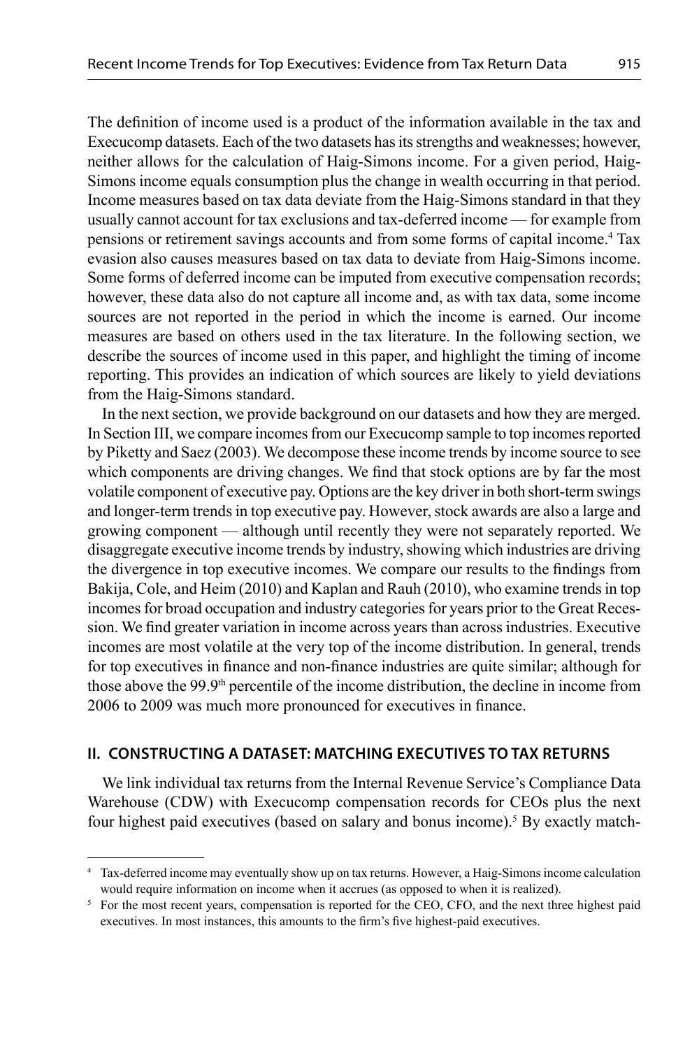The definition of income used is a product of the information available in the tax and Execucomp datasets. Each of the two datasets has its strengths and weaknesses; however, neither allows for the calculation of Haig-Simons income. For a given period, Haig-Simons income equals consumption plus the change in wealth occurring in that period. Income measures based on tax data deviate from the Haig-Simons standard in that they usually cannot account for tax exclusions and tax-deferred income — for example from pensions or retirement savings accounts and from some forms of capital income.[4] Tax evasion also causes measures based on tax data to deviate from Haig-Simons income. Some forms of deferred income can be imputed from executive compensation records; however, these data also do not capture all income and, as with tax data, some income sources are not reported in the period in which the income is earned. Our income measures are based on others used in the tax literature. In the following section, we describe the sources of income used in this paper, and highlight the timing of income reporting. This provides an indication of which sources are likely to yield deviations from the Haig-Simons standard.

In the next section, we provide background on our datasets and how they are merged. In Section III, we compare incomes from our Execucomp sample to top incomes reported by Piketty and Saez (2003). We decompose these income trends by income source to see which components are driving changes. We find that stock options are by far the most volatile component of executive pay. Options are the key driver in both short-term swings and longer-term trends in top executive pay. However, stock awards are also a large and growing component — although until recently they were not separately reported. We disaggregate executive income trends by industry, showing which industries are driving the divergence in top executive incomes. We compare our results to the findings from Bakija, Cole, and Heim (2010) and Kaplan and Rauh (2010), who examine trends in top incomes for broad occupation and industry categories for years prior to the Great Recession. We find greater variation in income across years than across industries. Executive incomes are most volatile at the very top of the income distribution. In general, trends for top executives in finance and non-finance industries are quite similar; although for those above the 99.9th percentile of the income distribution, the decline in income from 2006 to 2009 was much more pronounced for executives in finance.

## II. CONSTRUCTING A DATASET: MATCHING EXECUTIVES TO TAX RETURNS

We link individual tax returns from the Internal Revenue Service's Compliance Data Warehouse (CDW) with Execucomp compensation records for CEOs plus the next four highest paid executives (based on salary and bonus income).[5] By exactly match-

---

[4] Tax-deferred income may eventually show up on tax returns. However, a Haig-Simons income calculation would require information on income when it accrues (as opposed to when it is realized).

[5] For the most recent years, compensation is reported for the CEO, CFO, and the next three highest paid executives. In most instances, this amounts to the firm's five highest-paid executives.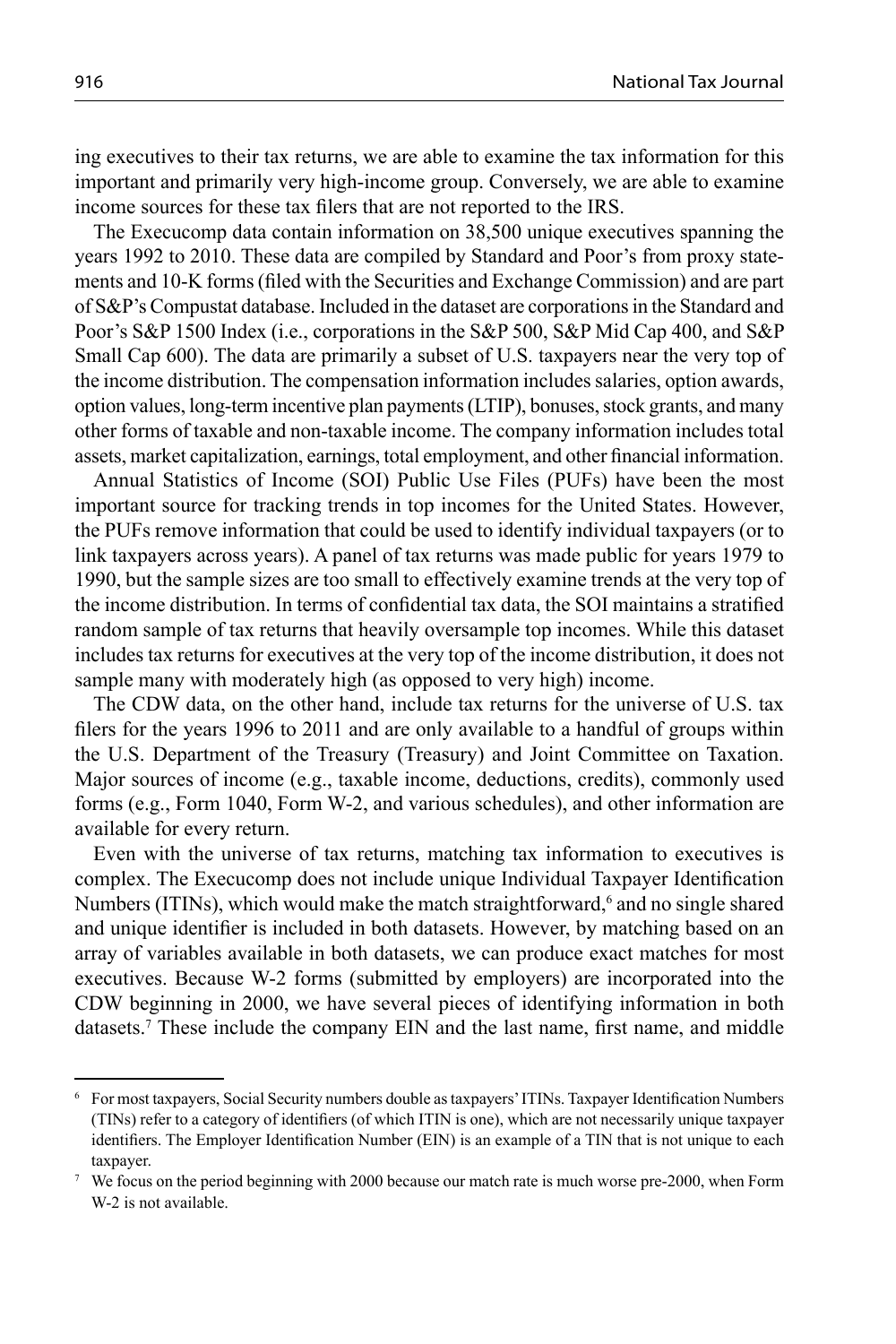ing executives to their tax returns, we are able to examine the tax information for this important and primarily very high-income group. Conversely, we are able to examine income sources for these tax filers that are not reported to the IRS.

The Execucomp data contain information on 38,500 unique executives spanning the years 1992 to 2010. These data are compiled by Standard and Poor's from proxy statements and 10-K forms (filed with the Securities and Exchange Commission) and are part of S&P's Compustat database. Included in the dataset are corporations in the Standard and Poor's S&P 1500 Index (i.e., corporations in the S&P 500, S&P Mid Cap 400, and S&P Small Cap 600). The data are primarily a subset of U.S. taxpayers near the very top of the income distribution. The compensation information includes salaries, option awards, option values, long-term incentive plan payments (LTIP), bonuses, stock grants, and many other forms of taxable and non-taxable income. The company information includes total assets, market capitalization, earnings, total employment, and other financial information.

Annual Statistics of Income (SOI) Public Use Files (PUFs) have been the most important source for tracking trends in top incomes for the United States. However, the PUFs remove information that could be used to identify individual taxpayers (or to link taxpayers across years). A panel of tax returns was made public for years 1979 to 1990, but the sample sizes are too small to effectively examine trends at the very top of the income distribution. In terms of confidential tax data, the SOI maintains a stratified random sample of tax returns that heavily oversample top incomes. While this dataset includes tax returns for executives at the very top of the income distribution, it does not sample many with moderately high (as opposed to very high) income.

The CDW data, on the other hand, include tax returns for the universe of U.S. tax filers for the years 1996 to 2011 and are only available to a handful of groups within the U.S. Department of the Treasury (Treasury) and Joint Committee on Taxation. Major sources of income (e.g., taxable income, deductions, credits), commonly used forms (e.g., Form 1040, Form W-2, and various schedules), and other information are available for every return.

Even with the universe of tax returns, matching tax information to executives is complex. The Execucomp does not include unique Individual Taxpayer Identification Numbers (ITINs), which would make the match straightforward,[6] and no single shared and unique identifier is included in both datasets. However, by matching based on an array of variables available in both datasets, we can produce exact matches for most executives. Because W-2 forms (submitted by employers) are incorporated into the CDW beginning in 2000, we have several pieces of identifying information in both datasets.[7] These include the company EIN and the last name, first name, and middle

---

[6] For most taxpayers, Social Security numbers double as taxpayers' ITINs. Taxpayer Identification Numbers (TINs) refer to a category of identifiers (of which ITIN is one), which are not necessarily unique taxpayer identifiers. The Employer Identification Number (EIN) is an example of a TIN that is not unique to each taxpayer.

[7] We focus on the period beginning with 2000 because our match rate is much worse pre-2000, when Form W-2 is not available.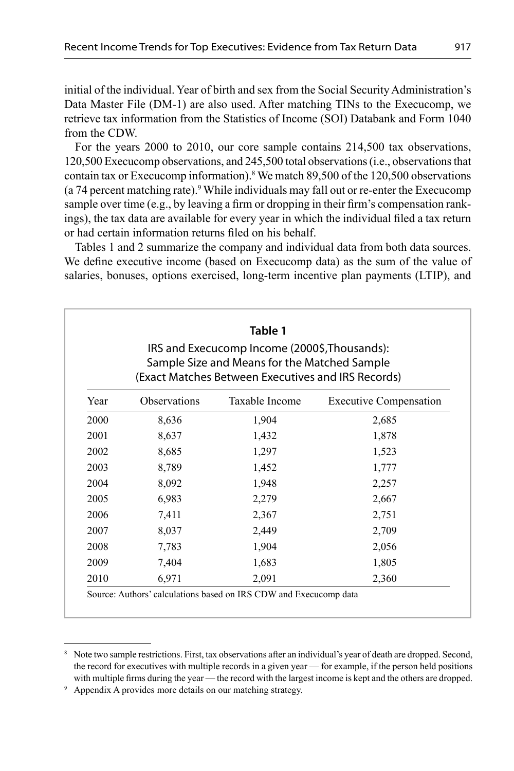initial of the individual. Year of birth and sex from the Social Security Administration's Data Master File (DM-1) are also used. After matching TINs to the Execucomp, we retrieve tax information from the Statistics of Income (SOI) Databank and Form 1040 from the CDW.

For the years 2000 to 2010, our core sample contains 214,500 tax observations, 120,500 Execucomp observations, and 245,500 total observations (i.e., observations that contain tax or Execucomp information).[8] We match 89,500 of the 120,500 observations (a 74 percent matching rate).[9] While individuals may fall out or re-enter the Execucomp sample over time (e.g., by leaving a firm or dropping in their firm's compensation rankings), the tax data are available for every year in which the individual filed a tax return or had certain information returns filed on his behalf.

Tables 1 and 2 summarize the company and individual data from both data sources. We define executive income (based on Execucomp data) as the sum of the value of salaries, bonuses, options exercised, long-term incentive plan payments (LTIP), and

**Table 1**

IRS and Execucomp Income (2000$,Thousands): Sample Size and Means for the Matched Sample (Exact Matches Between Executives and IRS Records)

| Year | Observations | Taxable Income | Executive Compensation |
|---|---|---|---|
| 2000 | 8,636 | 1,904 | 2,685 |
| 2001 | 8,637 | 1,432 | 1,878 |
| 2002 | 8,685 | 1,297 | 1,523 |
| 2003 | 8,789 | 1,452 | 1,777 |
| 2004 | 8,092 | 1,948 | 2,257 |
| 2005 | 6,983 | 2,279 | 2,667 |
| 2006 | 7,411 | 2,367 | 2,751 |
| 2007 | 8,037 | 2,449 | 2,709 |
| 2008 | 7,783 | 1,904 | 2,056 |
| 2009 | 7,404 | 1,683 | 1,805 |
| 2010 | 6,971 | 2,091 | 2,360 |

Source: Authors' calculations based on IRS CDW and Execucomp data

[8] Note two sample restrictions. First, tax observations after an individual's year of death are dropped. Second, the record for executives with multiple records in a given year — for example, if the person held positions with multiple firms during the year — the record with the largest income is kept and the others are dropped.

[9] Appendix A provides more details on our matching strategy.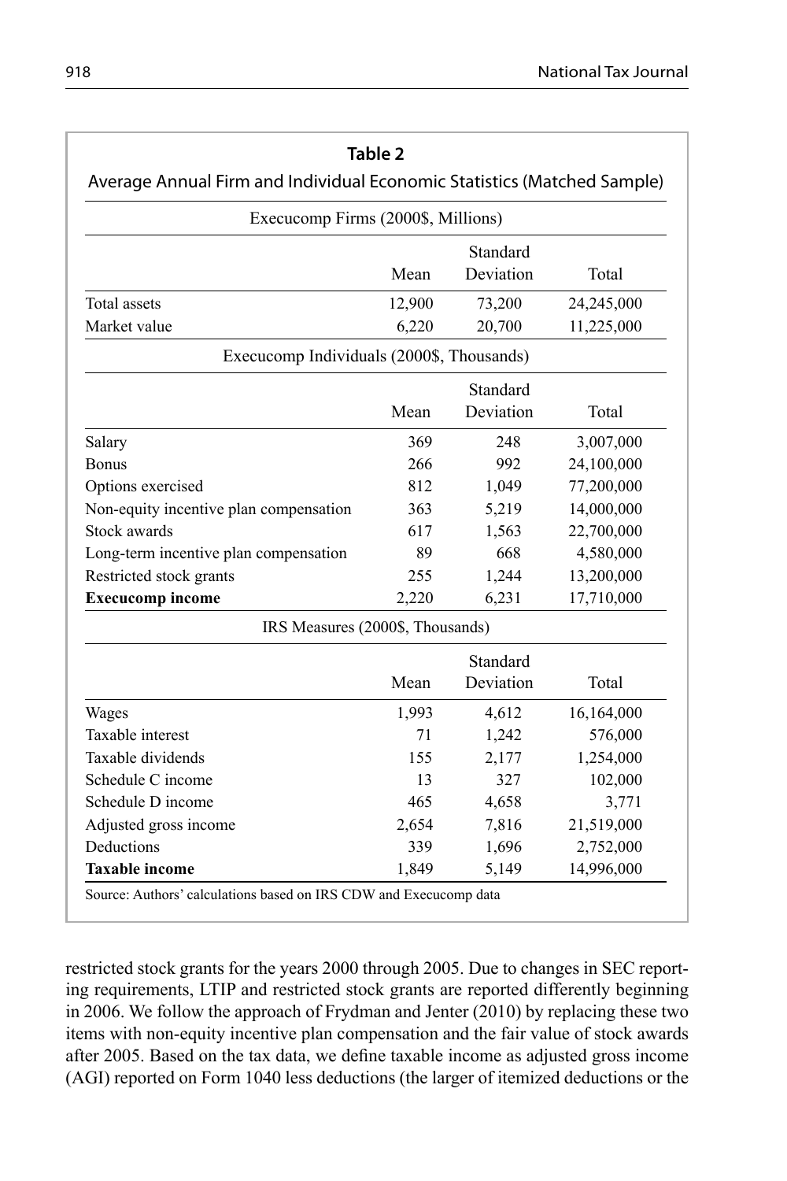**Table 2**

Average Annual Firm and Individual Economic Statistics (Matched Sample)

| Execucomp Firms (2000$, Millions) | | | |
|---|---|---|---|
| | Mean | Standard Deviation | Total |
| Total assets | 12,900 | 73,200 | 24,245,000 |
| Market value | 6,220 | 20,700 | 11,225,000 |
| **Execucomp Individuals (2000$, Thousands)** | | | |
| | Mean | Standard Deviation | Total |
| Salary | 369 | 248 | 3,007,000 |
| Bonus | 266 | 992 | 24,100,000 |
| Options exercised | 812 | 1,049 | 77,200,000 |
| Non-equity incentive plan compensation | 363 | 5,219 | 14,000,000 |
| Stock awards | 617 | 1,563 | 22,700,000 |
| Long-term incentive plan compensation | 89 | 668 | 4,580,000 |
| Restricted stock grants | 255 | 1,244 | 13,200,000 |
| **Execucomp income** | 2,220 | 6,231 | 17,710,000 |
| **IRS Measures (2000$, Thousands)** | | | |
| | Mean | Standard Deviation | Total |
| Wages | 1,993 | 4,612 | 16,164,000 |
| Taxable interest | 71 | 1,242 | 576,000 |
| Taxable dividends | 155 | 2,177 | 1,254,000 |
| Schedule C income | 13 | 327 | 102,000 |
| Schedule D income | 465 | 4,658 | 3,771 |
| Adjusted gross income | 2,654 | 7,816 | 21,519,000 |
| Deductions | 339 | 1,696 | 2,752,000 |
| **Taxable income** | 1,849 | 5,149 | 14,996,000 |

Source: Authors' calculations based on IRS CDW and Execucomp data

restricted stock grants for the years 2000 through 2005. Due to changes in SEC reporting requirements, LTIP and restricted stock grants are reported differently beginning in 2006. We follow the approach of Frydman and Jenter (2010) by replacing these two items with non-equity incentive plan compensation and the fair value of stock awards after 2005. Based on the tax data, we define taxable income as adjusted gross income (AGI) reported on Form 1040 less deductions (the larger of itemized deductions or the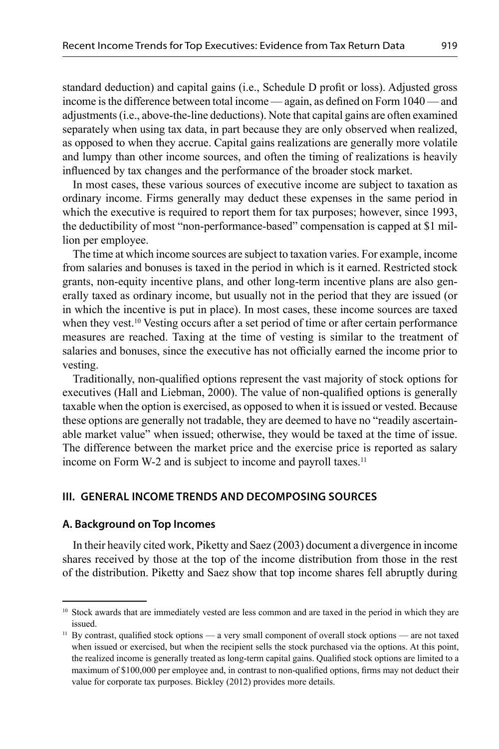standard deduction) and capital gains (i.e., Schedule D profit or loss). Adjusted gross income is the difference between total income — again, as defined on Form 1040 — and adjustments (i.e., above-the-line deductions). Note that capital gains are often examined separately when using tax data, in part because they are only observed when realized, as opposed to when they accrue. Capital gains realizations are generally more volatile and lumpy than other income sources, and often the timing of realizations is heavily influenced by tax changes and the performance of the broader stock market.

In most cases, these various sources of executive income are subject to taxation as ordinary income. Firms generally may deduct these expenses in the same period in which the executive is required to report them for tax purposes; however, since 1993, the deductibility of most "non-performance-based" compensation is capped at $1 million per employee.

The time at which income sources are subject to taxation varies. For example, income from salaries and bonuses is taxed in the period in which is it earned. Restricted stock grants, non-equity incentive plans, and other long-term incentive plans are also generally taxed as ordinary income, but usually not in the period that they are issued (or in which the incentive is put in place). In most cases, these income sources are taxed when they vest.[10] Vesting occurs after a set period of time or after certain performance measures are reached. Taxing at the time of vesting is similar to the treatment of salaries and bonuses, since the executive has not officially earned the income prior to vesting.

Traditionally, non-qualified options represent the vast majority of stock options for executives (Hall and Liebman, 2000). The value of non-qualified options is generally taxable when the option is exercised, as opposed to when it is issued or vested. Because these options are generally not tradable, they are deemed to have no "readily ascertainable market value" when issued; otherwise, they would be taxed at the time of issue. The difference between the market price and the exercise price is reported as salary income on Form W-2 and is subject to income and payroll taxes.[11]

## III. GENERAL INCOME TRENDS AND DECOMPOSING SOURCES

### A. Background on Top Incomes

In their heavily cited work, Piketty and Saez (2003) document a divergence in income shares received by those at the top of the income distribution from those in the rest of the distribution. Piketty and Saez show that top income shares fell abruptly during

---

[10] Stock awards that are immediately vested are less common and are taxed in the period in which they are issued.

[11] By contrast, qualified stock options — a very small component of overall stock options — are not taxed when issued or exercised, but when the recipient sells the stock purchased via the options. At this point, the realized income is generally treated as long-term capital gains. Qualified stock options are limited to a maximum of $100,000 per employee and, in contrast to non-qualified options, firms may not deduct their value for corporate tax purposes. Bickley (2012) provides more details.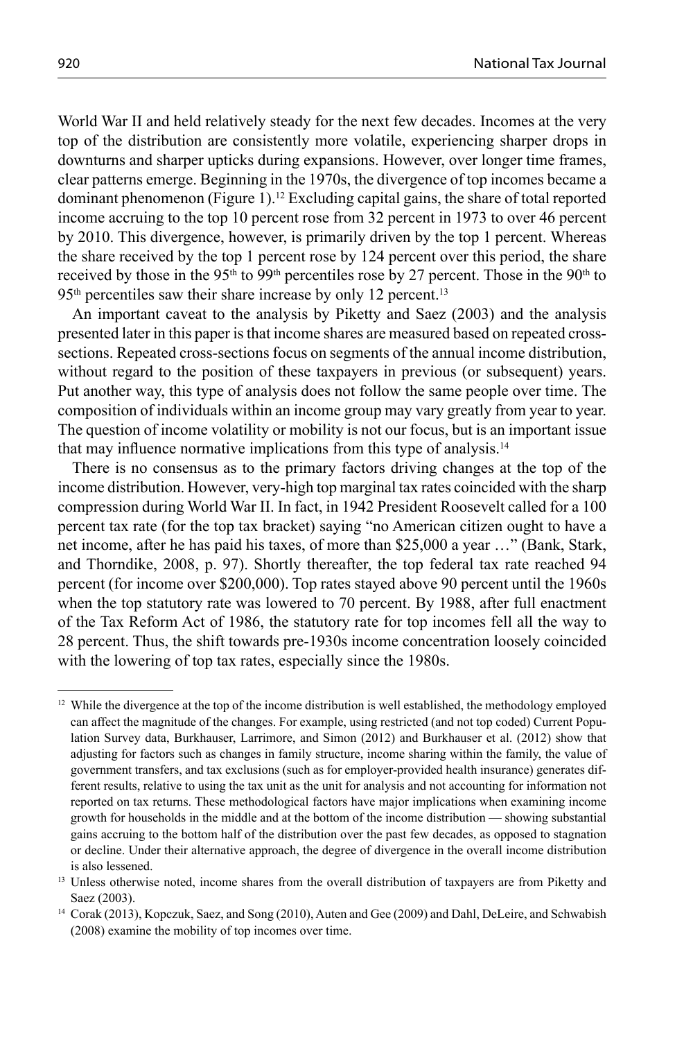World War II and held relatively steady for the next few decades. Incomes at the very top of the distribution are consistently more volatile, experiencing sharper drops in downturns and sharper upticks during expansions. However, over longer time frames, clear patterns emerge. Beginning in the 1970s, the divergence of top incomes became a dominant phenomenon (Figure 1).[12] Excluding capital gains, the share of total reported income accruing to the top 10 percent rose from 32 percent in 1973 to over 46 percent by 2010. This divergence, however, is primarily driven by the top 1 percent. Whereas the share received by the top 1 percent rose by 124 percent over this period, the share received by those in the 95th to 99th percentiles rose by 27 percent. Those in the 90th to 95th percentiles saw their share increase by only 12 percent.[13]

An important caveat to the analysis by Piketty and Saez (2003) and the analysis presented later in this paper is that income shares are measured based on repeated cross-sections. Repeated cross-sections focus on segments of the annual income distribution, without regard to the position of these taxpayers in previous (or subsequent) years. Put another way, this type of analysis does not follow the same people over time. The composition of individuals within an income group may vary greatly from year to year. The question of income volatility or mobility is not our focus, but is an important issue that may influence normative implications from this type of analysis.[14]

There is no consensus as to the primary factors driving changes at the top of the income distribution. However, very-high top marginal tax rates coincided with the sharp compression during World War II. In fact, in 1942 President Roosevelt called for a 100 percent tax rate (for the top tax bracket) saying "no American citizen ought to have a net income, after he has paid his taxes, of more than $25,000 a year …" (Bank, Stark, and Thorndike, 2008, p. 97). Shortly thereafter, the top federal tax rate reached 94 percent (for income over $200,000). Top rates stayed above 90 percent until the 1960s when the top statutory rate was lowered to 70 percent. By 1988, after full enactment of the Tax Reform Act of 1986, the statutory rate for top incomes fell all the way to 28 percent. Thus, the shift towards pre-1930s income concentration loosely coincided with the lowering of top tax rates, especially since the 1980s.

---

[12] While the divergence at the top of the income distribution is well established, the methodology employed can affect the magnitude of the changes. For example, using restricted (and not top coded) Current Population Survey data, Burkhauser, Larrimore, and Simon (2012) and Burkhauser et al. (2012) show that adjusting for factors such as changes in family structure, income sharing within the family, the value of government transfers, and tax exclusions (such as for employer-provided health insurance) generates different results, relative to using the tax unit as the unit for analysis and not accounting for information not reported on tax returns. These methodological factors have major implications when examining income growth for households in the middle and at the bottom of the income distribution — showing substantial gains accruing to the bottom half of the distribution over the past few decades, as opposed to stagnation or decline. Under their alternative approach, the degree of divergence in the overall income distribution is also lessened.

[13] Unless otherwise noted, income shares from the overall distribution of taxpayers are from Piketty and Saez (2003).

[14] Corak (2013), Kopczuk, Saez, and Song (2010), Auten and Gee (2009) and Dahl, DeLeire, and Schwabish (2008) examine the mobility of top incomes over time.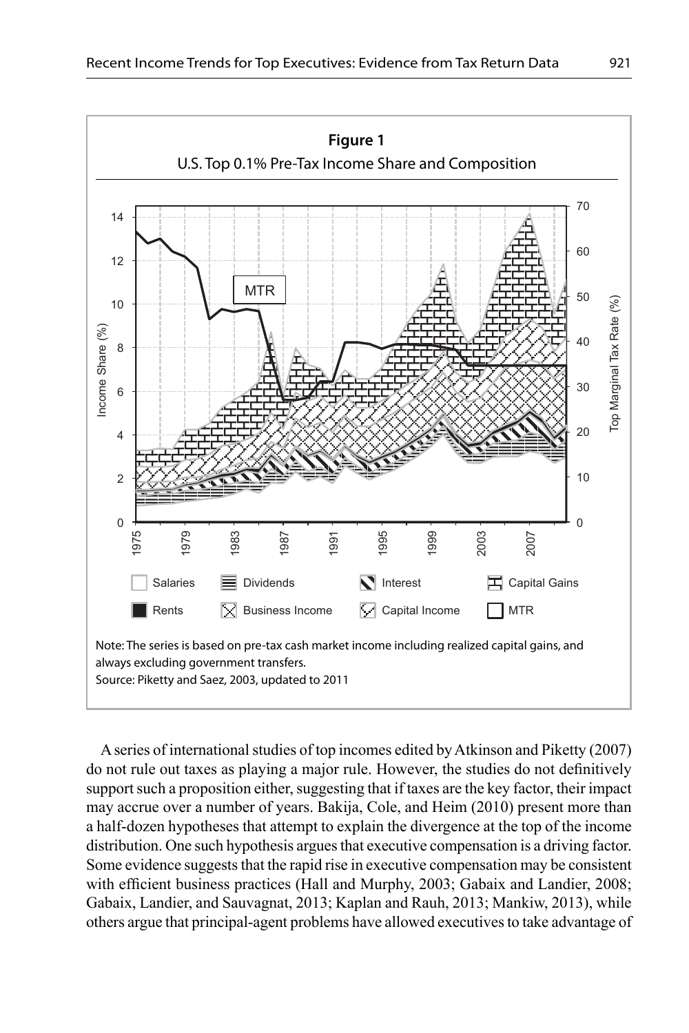**Figure 1**

U.S. Top 0.1% Pre-Tax Income Share and Composition

Note: The series is based on pre-tax cash market income including realized capital gains, and always excluding government transfers.

Source: Piketty and Saez, 2003, updated to 2011

A series of international studies of top incomes edited by Atkinson and Piketty (2007) do not rule out taxes as playing a major rule. However, the studies do not definitively support such a proposition either, suggesting that if taxes are the key factor, their impact may accrue over a number of years. Bakija, Cole, and Heim (2010) present more than a half-dozen hypotheses that attempt to explain the divergence at the top of the income distribution. One such hypothesis argues that executive compensation is a driving factor. Some evidence suggests that the rapid rise in executive compensation may be consistent with efficient business practices (Hall and Murphy, 2003; Gabaix and Landier, 2008; Gabaix, Landier, and Sauvagnat, 2013; Kaplan and Rauh, 2013; Mankiw, 2013), while others argue that principal-agent problems have allowed executives to take advantage of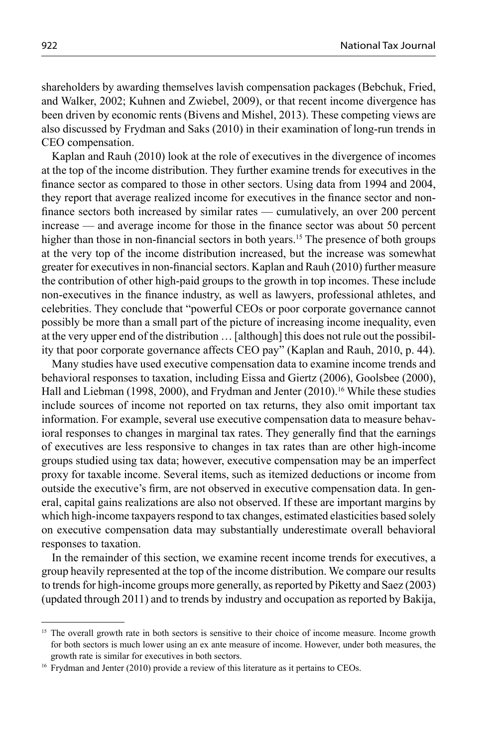shareholders by awarding themselves lavish compensation packages (Bebchuk, Fried, and Walker, 2002; Kuhnen and Zwiebel, 2009), or that recent income divergence has been driven by economic rents (Bivens and Mishel, 2013). These competing views are also discussed by Frydman and Saks (2010) in their examination of long-run trends in CEO compensation.

Kaplan and Rauh (2010) look at the role of executives in the divergence of incomes at the top of the income distribution. They further examine trends for executives in the finance sector as compared to those in other sectors. Using data from 1994 and 2004, they report that average realized income for executives in the finance sector and non-finance sectors both increased by similar rates — cumulatively, an over 200 percent increase — and average income for those in the finance sector was about 50 percent higher than those in non-financial sectors in both years.[15] The presence of both groups at the very top of the income distribution increased, but the increase was somewhat greater for executives in non-financial sectors. Kaplan and Rauh (2010) further measure the contribution of other high-paid groups to the growth in top incomes. These include non-executives in the finance industry, as well as lawyers, professional athletes, and celebrities. They conclude that "powerful CEOs or poor corporate governance cannot possibly be more than a small part of the picture of increasing income inequality, even at the very upper end of the distribution … [although] this does not rule out the possibility that poor corporate governance affects CEO pay" (Kaplan and Rauh, 2010, p. 44).

Many studies have used executive compensation data to examine income trends and behavioral responses to taxation, including Eissa and Giertz (2006), Goolsbee (2000), Hall and Liebman (1998, 2000), and Frydman and Jenter (2010).[16] While these studies include sources of income not reported on tax returns, they also omit important tax information. For example, several use executive compensation data to measure behavioral responses to changes in marginal tax rates. They generally find that the earnings of executives are less responsive to changes in tax rates than are other high-income groups studied using tax data; however, executive compensation may be an imperfect proxy for taxable income. Several items, such as itemized deductions or income from outside the executive's firm, are not observed in executive compensation data. In general, capital gains realizations are also not observed. If these are important margins by which high-income taxpayers respond to tax changes, estimated elasticities based solely on executive compensation data may substantially underestimate overall behavioral responses to taxation.

In the remainder of this section, we examine recent income trends for executives, a group heavily represented at the top of the income distribution. We compare our results to trends for high-income groups more generally, as reported by Piketty and Saez (2003) (updated through 2011) and to trends by industry and occupation as reported by Bakija,

---

[15] The overall growth rate in both sectors is sensitive to their choice of income measure. Income growth for both sectors is much lower using an ex ante measure of income. However, under both measures, the growth rate is similar for executives in both sectors.

[16] Frydman and Jenter (2010) provide a review of this literature as it pertains to CEOs.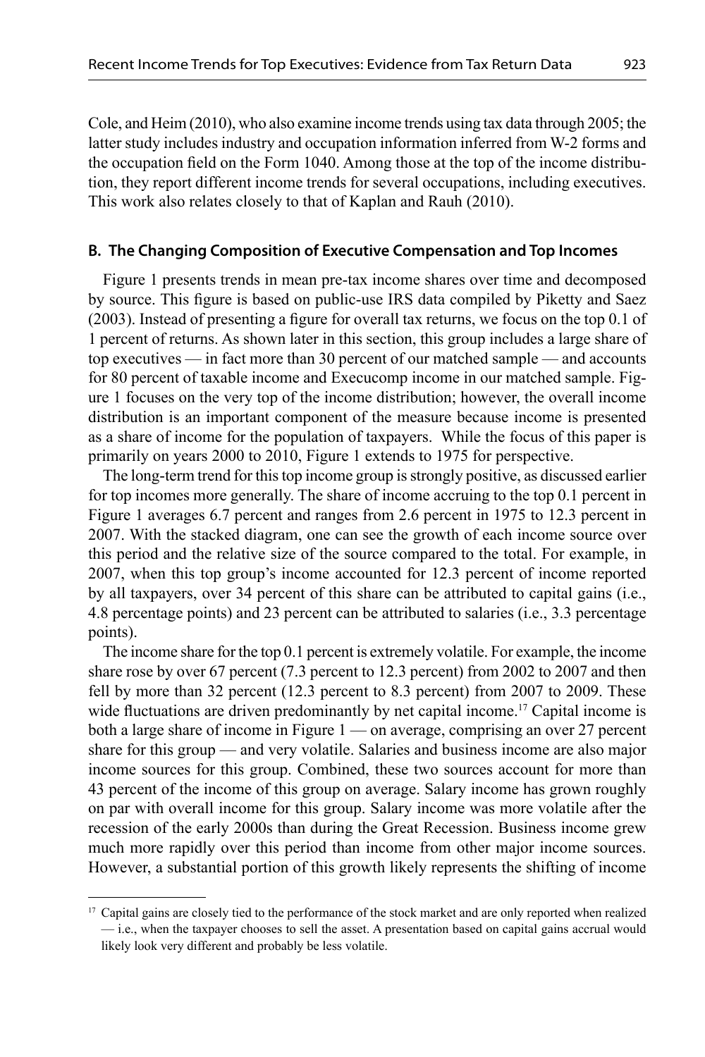Cole, and Heim (2010), who also examine income trends using tax data through 2005; the latter study includes industry and occupation information inferred from W-2 forms and the occupation field on the Form 1040. Among those at the top of the income distribution, they report different income trends for several occupations, including executives. This work also relates closely to that of Kaplan and Rauh (2010).

### B. The Changing Composition of Executive Compensation and Top Incomes

Figure 1 presents trends in mean pre-tax income shares over time and decomposed by source. This figure is based on public-use IRS data compiled by Piketty and Saez (2003). Instead of presenting a figure for overall tax returns, we focus on the top 0.1 of 1 percent of returns. As shown later in this section, this group includes a large share of top executives — in fact more than 30 percent of our matched sample — and accounts for 80 percent of taxable income and Execucomp income in our matched sample. Figure 1 focuses on the very top of the income distribution; however, the overall income distribution is an important component of the measure because income is presented as a share of income for the population of taxpayers. While the focus of this paper is primarily on years 2000 to 2010, Figure 1 extends to 1975 for perspective.

The long-term trend for this top income group is strongly positive, as discussed earlier for top incomes more generally. The share of income accruing to the top 0.1 percent in Figure 1 averages 6.7 percent and ranges from 2.6 percent in 1975 to 12.3 percent in 2007. With the stacked diagram, one can see the growth of each income source over this period and the relative size of the source compared to the total. For example, in 2007, when this top group's income accounted for 12.3 percent of income reported by all taxpayers, over 34 percent of this share can be attributed to capital gains (i.e., 4.8 percentage points) and 23 percent can be attributed to salaries (i.e., 3.3 percentage points).

The income share for the top 0.1 percent is extremely volatile. For example, the income share rose by over 67 percent (7.3 percent to 12.3 percent) from 2002 to 2007 and then fell by more than 32 percent (12.3 percent to 8.3 percent) from 2007 to 2009. These wide fluctuations are driven predominantly by net capital income.[17] Capital income is both a large share of income in Figure 1 — on average, comprising an over 27 percent share for this group — and very volatile. Salaries and business income are also major income sources for this group. Combined, these two sources account for more than 43 percent of the income of this group on average. Salary income has grown roughly on par with overall income for this group. Salary income was more volatile after the recession of the early 2000s than during the Great Recession. Business income grew much more rapidly over this period than income from other major income sources. However, a substantial portion of this growth likely represents the shifting of income

[17] Capital gains are closely tied to the performance of the stock market and are only reported when realized — i.e., when the taxpayer chooses to sell the asset. A presentation based on capital gains accrual would likely look very different and probably be less volatile.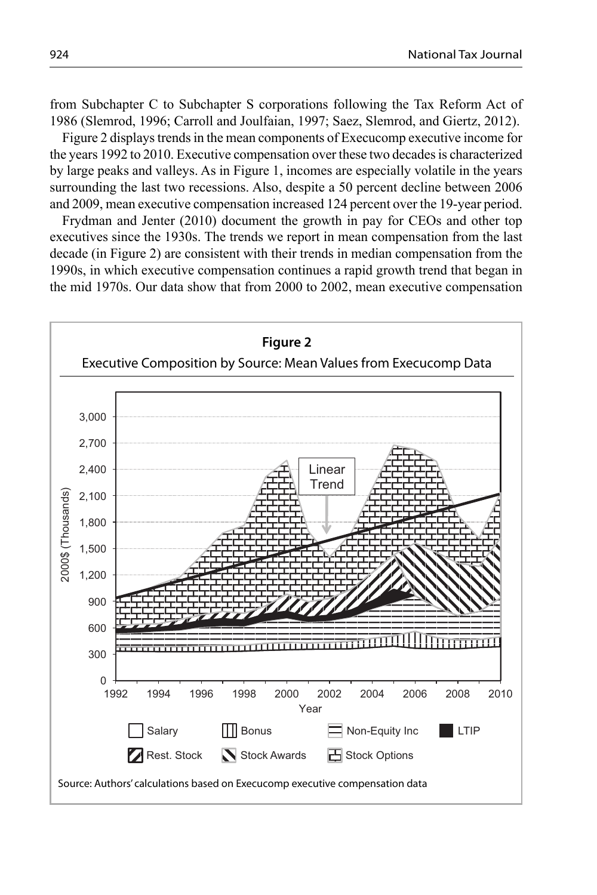from Subchapter C to Subchapter S corporations following the Tax Reform Act of 1986 (Slemrod, 1996; Carroll and Joulfaian, 1997; Saez, Slemrod, and Giertz, 2012).

Figure 2 displays trends in the mean components of Execucomp executive income for the years 1992 to 2010. Executive compensation over these two decades is characterized by large peaks and valleys. As in Figure 1, incomes are especially volatile in the years surrounding the last two recessions. Also, despite a 50 percent decline between 2006 and 2009, mean executive compensation increased 124 percent over the 19-year period.

Frydman and Jenter (2010) document the growth in pay for CEOs and other top executives since the 1930s. The trends we report in mean compensation from the last decade (in Figure 2) are consistent with their trends in median compensation from the 1990s, in which executive compensation continues a rapid growth trend that began in the mid 1970s. Our data show that from 2000 to 2002, mean executive compensation

**Figure 2**

Executive Composition by Source: Mean Values from Execucomp Data

Source: Authors' calculations based on Execucomp executive compensation data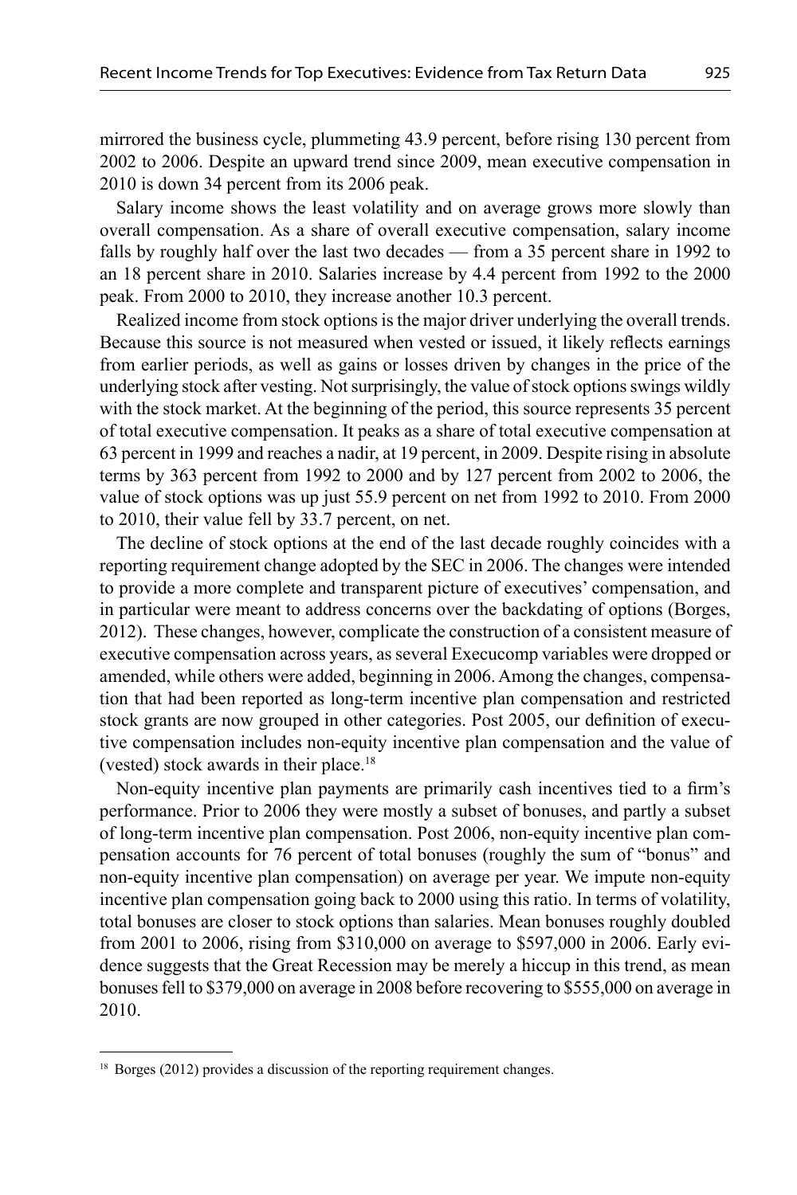mirrored the business cycle, plummeting 43.9 percent, before rising 130 percent from 2002 to 2006. Despite an upward trend since 2009, mean executive compensation in 2010 is down 34 percent from its 2006 peak.

Salary income shows the least volatility and on average grows more slowly than overall compensation. As a share of overall executive compensation, salary income falls by roughly half over the last two decades — from a 35 percent share in 1992 to an 18 percent share in 2010. Salaries increase by 4.4 percent from 1992 to the 2000 peak. From 2000 to 2010, they increase another 10.3 percent.

Realized income from stock options is the major driver underlying the overall trends. Because this source is not measured when vested or issued, it likely reflects earnings from earlier periods, as well as gains or losses driven by changes in the price of the underlying stock after vesting. Not surprisingly, the value of stock options swings wildly with the stock market. At the beginning of the period, this source represents 35 percent of total executive compensation. It peaks as a share of total executive compensation at 63 percent in 1999 and reaches a nadir, at 19 percent, in 2009. Despite rising in absolute terms by 363 percent from 1992 to 2000 and by 127 percent from 2002 to 2006, the value of stock options was up just 55.9 percent on net from 1992 to 2010. From 2000 to 2010, their value fell by 33.7 percent, on net.

The decline of stock options at the end of the last decade roughly coincides with a reporting requirement change adopted by the SEC in 2006. The changes were intended to provide a more complete and transparent picture of executives' compensation, and in particular were meant to address concerns over the backdating of options (Borges, 2012). These changes, however, complicate the construction of a consistent measure of executive compensation across years, as several Execucomp variables were dropped or amended, while others were added, beginning in 2006. Among the changes, compensation that had been reported as long-term incentive plan compensation and restricted stock grants are now grouped in other categories. Post 2005, our definition of executive compensation includes non-equity incentive plan compensation and the value of (vested) stock awards in their place.[18]

Non-equity incentive plan payments are primarily cash incentives tied to a firm's performance. Prior to 2006 they were mostly a subset of bonuses, and partly a subset of long-term incentive plan compensation. Post 2006, non-equity incentive plan compensation accounts for 76 percent of total bonuses (roughly the sum of "bonus" and non-equity incentive plan compensation) on average per year. We impute non-equity incentive plan compensation going back to 2000 using this ratio. In terms of volatility, total bonuses are closer to stock options than salaries. Mean bonuses roughly doubled from 2001 to 2006, rising from $310,000 on average to $597,000 in 2006. Early evidence suggests that the Great Recession may be merely a hiccup in this trend, as mean bonuses fell to $379,000 on average in 2008 before recovering to $555,000 on average in 2010.

[18] Borges (2012) provides a discussion of the reporting requirement changes.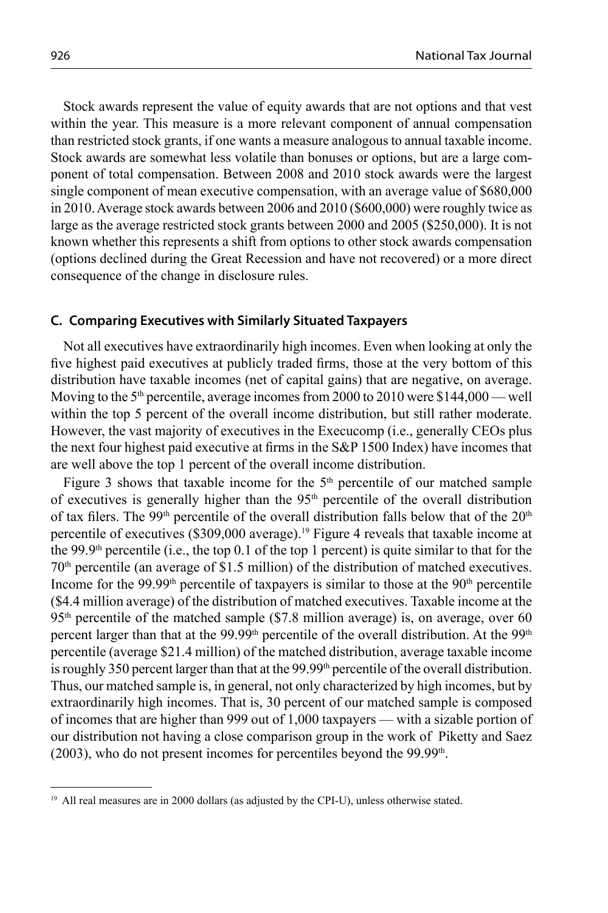Stock awards represent the value of equity awards that are not options and that vest within the year. This measure is a more relevant component of annual compensation than restricted stock grants, if one wants a measure analogous to annual taxable income. Stock awards are somewhat less volatile than bonuses or options, but are a large component of total compensation. Between 2008 and 2010 stock awards were the largest single component of mean executive compensation, with an average value of $680,000 in 2010. Average stock awards between 2006 and 2010 ($600,000) were roughly twice as large as the average restricted stock grants between 2000 and 2005 ($250,000). It is not known whether this represents a shift from options to other stock awards compensation (options declined during the Great Recession and have not recovered) or a more direct consequence of the change in disclosure rules.

### C. Comparing Executives with Similarly Situated Taxpayers

Not all executives have extraordinarily high incomes. Even when looking at only the five highest paid executives at publicly traded firms, those at the very bottom of this distribution have taxable incomes (net of capital gains) that are negative, on average. Moving to the 5th percentile, average incomes from 2000 to 2010 were $144,000 — well within the top 5 percent of the overall income distribution, but still rather moderate. However, the vast majority of executives in the Execucomp (i.e., generally CEOs plus the next four highest paid executive at firms in the S&P 1500 Index) have incomes that are well above the top 1 percent of the overall income distribution.

Figure 3 shows that taxable income for the 5th percentile of our matched sample of executives is generally higher than the 95th percentile of the overall distribution of tax filers. The 99th percentile of the overall distribution falls below that of the 20th percentile of executives ($309,000 average).[19] Figure 4 reveals that taxable income at the 99.9th percentile (i.e., the top 0.1 of the top 1 percent) is quite similar to that for the 70th percentile (an average of $1.5 million) of the distribution of matched executives. Income for the 99.99th percentile of taxpayers is similar to those at the 90th percentile ($4.4 million average) of the distribution of matched executives. Taxable income at the 95th percentile of the matched sample ($7.8 million average) is, on average, over 60 percent larger than that at the 99.99th percentile of the overall distribution. At the 99th percentile (average $21.4 million) of the matched distribution, average taxable income is roughly 350 percent larger than that at the 99.99th percentile of the overall distribution. Thus, our matched sample is, in general, not only characterized by high incomes, but by extraordinarily high incomes. That is, 30 percent of our matched sample is composed of incomes that are higher than 999 out of 1,000 taxpayers — with a sizable portion of our distribution not having a close comparison group in the work of Piketty and Saez (2003), who do not present incomes for percentiles beyond the 99.99th.

[19] All real measures are in 2000 dollars (as adjusted by the CPI-U), unless otherwise stated.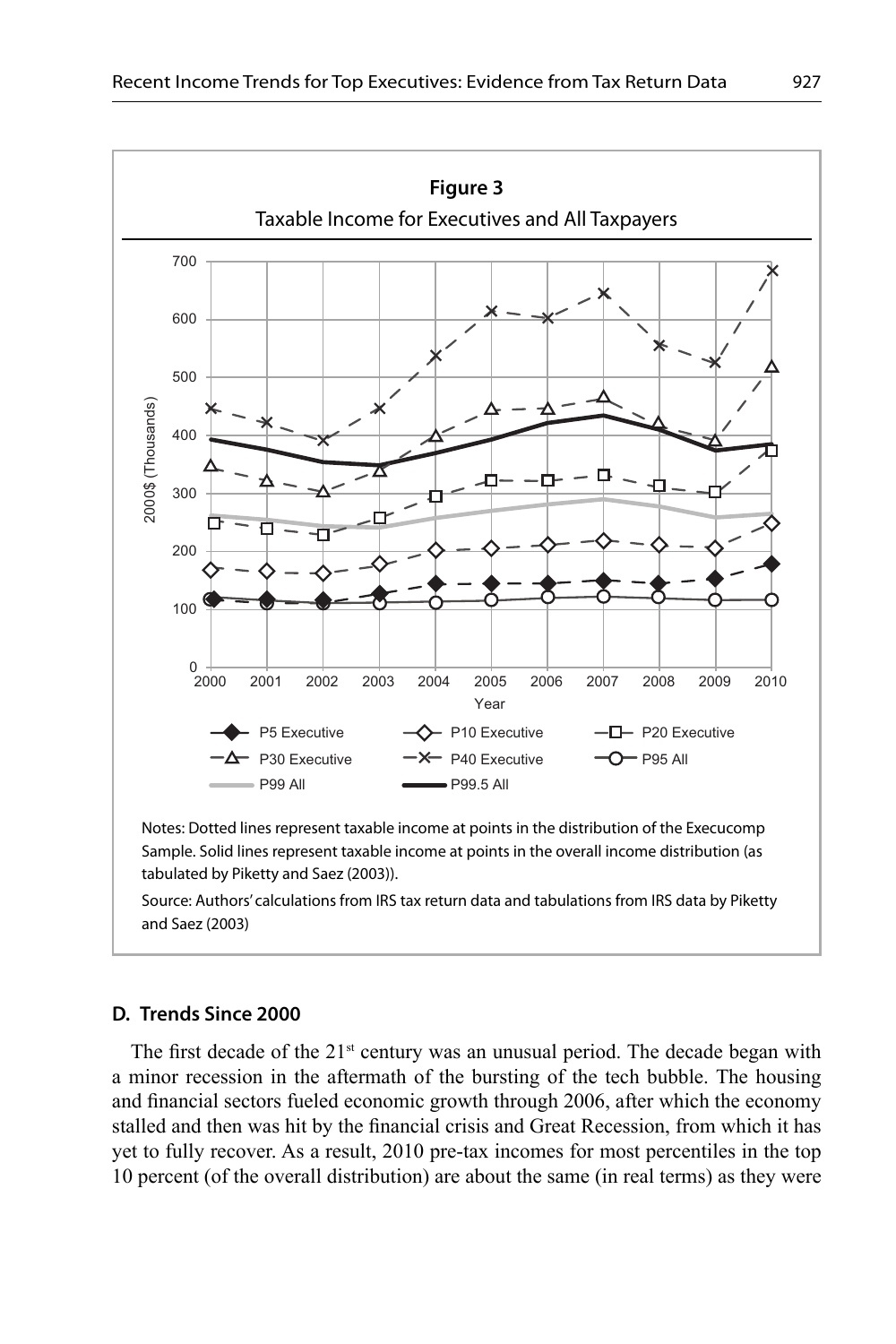**Figure 3**

Taxable Income for Executives and All Taxpayers

Notes: Dotted lines represent taxable income at points in the distribution of the Execucomp Sample. Solid lines represent taxable income at points in the overall income distribution (as tabulated by Piketty and Saez (2003)).

Source: Authors' calculations from IRS tax return data and tabulations from IRS data by Piketty and Saez (2003)

### D. Trends Since 2000

The first decade of the 21[st] century was an unusual period. The decade began with a minor recession in the aftermath of the bursting of the tech bubble. The housing and financial sectors fueled economic growth through 2006, after which the economy stalled and then was hit by the financial crisis and Great Recession, from which it has yet to fully recover. As a result, 2010 pre-tax incomes for most percentiles in the top 10 percent (of the overall distribution) are about the same (in real terms) as they were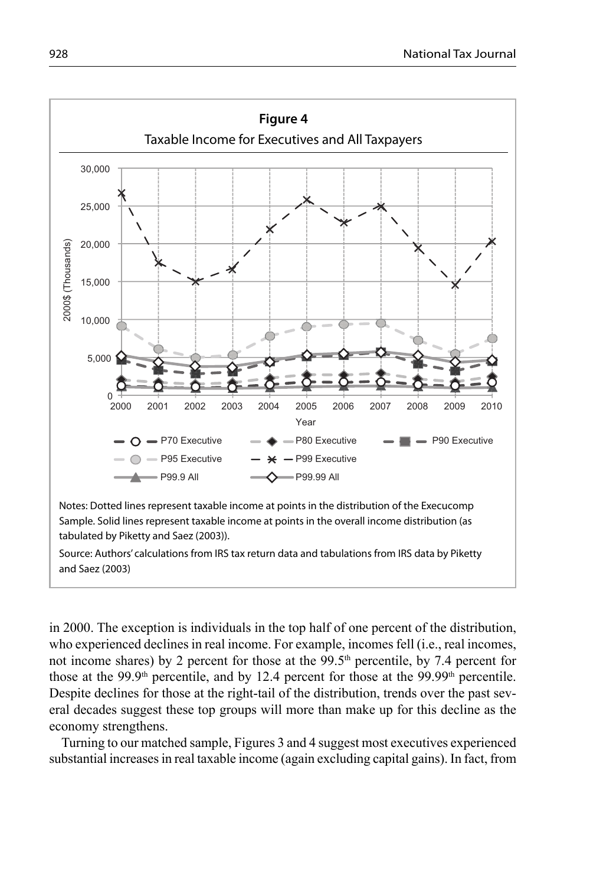**Figure 4**

Taxable Income for Executives and All Taxpayers

Notes: Dotted lines represent taxable income at points in the distribution of the Execucomp Sample. Solid lines represent taxable income at points in the overall income distribution (as tabulated by Piketty and Saez (2003)).

Source: Authors' calculations from IRS tax return data and tabulations from IRS data by Piketty and Saez (2003)

in 2000. The exception is individuals in the top half of one percent of the distribution, who experienced declines in real income. For example, incomes fell (i.e., real incomes, not income shares) by 2 percent for those at the 99.5th percentile, by 7.4 percent for those at the 99.9th percentile, and by 12.4 percent for those at the 99.99th percentile. Despite declines for those at the right-tail of the distribution, trends over the past several decades suggest these top groups will more than make up for this decline as the economy strengthens.

Turning to our matched sample, Figures 3 and 4 suggest most executives experienced substantial increases in real taxable income (again excluding capital gains). In fact, from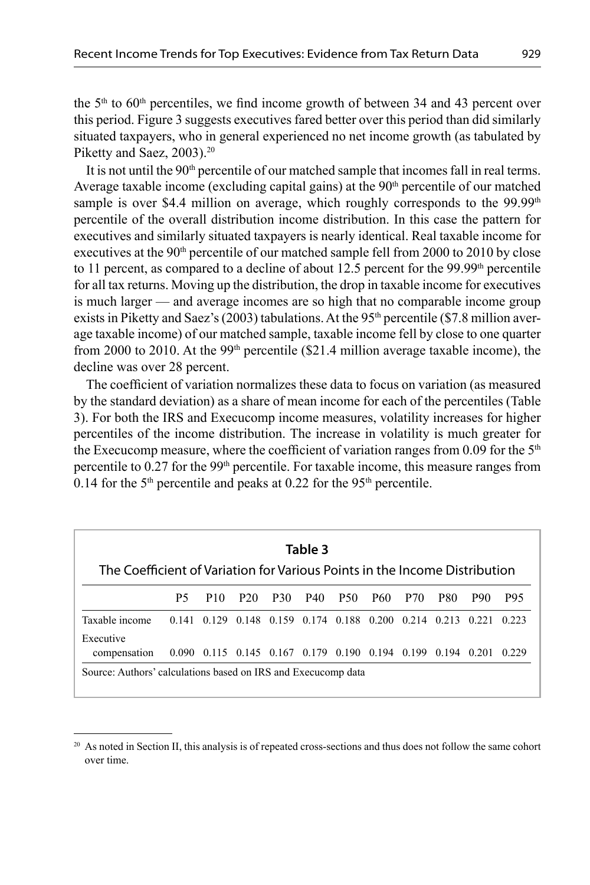the 5th to 60th percentiles, we find income growth of between 34 and 43 percent over this period. Figure 3 suggests executives fared better over this period than did similarly situated taxpayers, who in general experienced no net income growth (as tabulated by Piketty and Saez, 2003).[20]

It is not until the 90th percentile of our matched sample that incomes fall in real terms. Average taxable income (excluding capital gains) at the 90th percentile of our matched sample is over $4.4 million on average, which roughly corresponds to the 99.99th percentile of the overall distribution income distribution. In this case the pattern for executives and similarly situated taxpayers is nearly identical. Real taxable income for executives at the 90th percentile of our matched sample fell from 2000 to 2010 by close to 11 percent, as compared to a decline of about 12.5 percent for the 99.99th percentile for all tax returns. Moving up the distribution, the drop in taxable income for executives is much larger — and average incomes are so high that no comparable income group exists in Piketty and Saez's (2003) tabulations. At the 95th percentile ($7.8 million average taxable income) of our matched sample, taxable income fell by close to one quarter from 2000 to 2010. At the 99th percentile ($21.4 million average taxable income), the decline was over 28 percent.

The coefficient of variation normalizes these data to focus on variation (as measured by the standard deviation) as a share of mean income for each of the percentiles (Table 3). For both the IRS and Execucomp income measures, volatility increases for higher percentiles of the income distribution. The increase in volatility is much greater for the Execucomp measure, where the coefficient of variation ranges from 0.09 for the 5th percentile to 0.27 for the 99th percentile. For taxable income, this measure ranges from 0.14 for the 5th percentile and peaks at 0.22 for the 95th percentile.

**Table 3**
The Coefficient of Variation for Various Points in the Income Distribution

| | P5 | P10 | P20 | P30 | P40 | P50 | P60 | P70 | P80 | P90 | P95 |
|---|---|---|---|---|---|---|---|---|---|---|---|
| Taxable income | 0.141 | 0.129 | 0.148 | 0.159 | 0.174 | 0.188 | 0.200 | 0.214 | 0.213 | 0.221 | 0.223 |
| Executive compensation | 0.090 | 0.115 | 0.145 | 0.167 | 0.179 | 0.190 | 0.194 | 0.199 | 0.194 | 0.201 | 0.229 |

Source: Authors' calculations based on IRS and Execucomp data

[20] As noted in Section II, this analysis is of repeated cross-sections and thus does not follow the same cohort over time.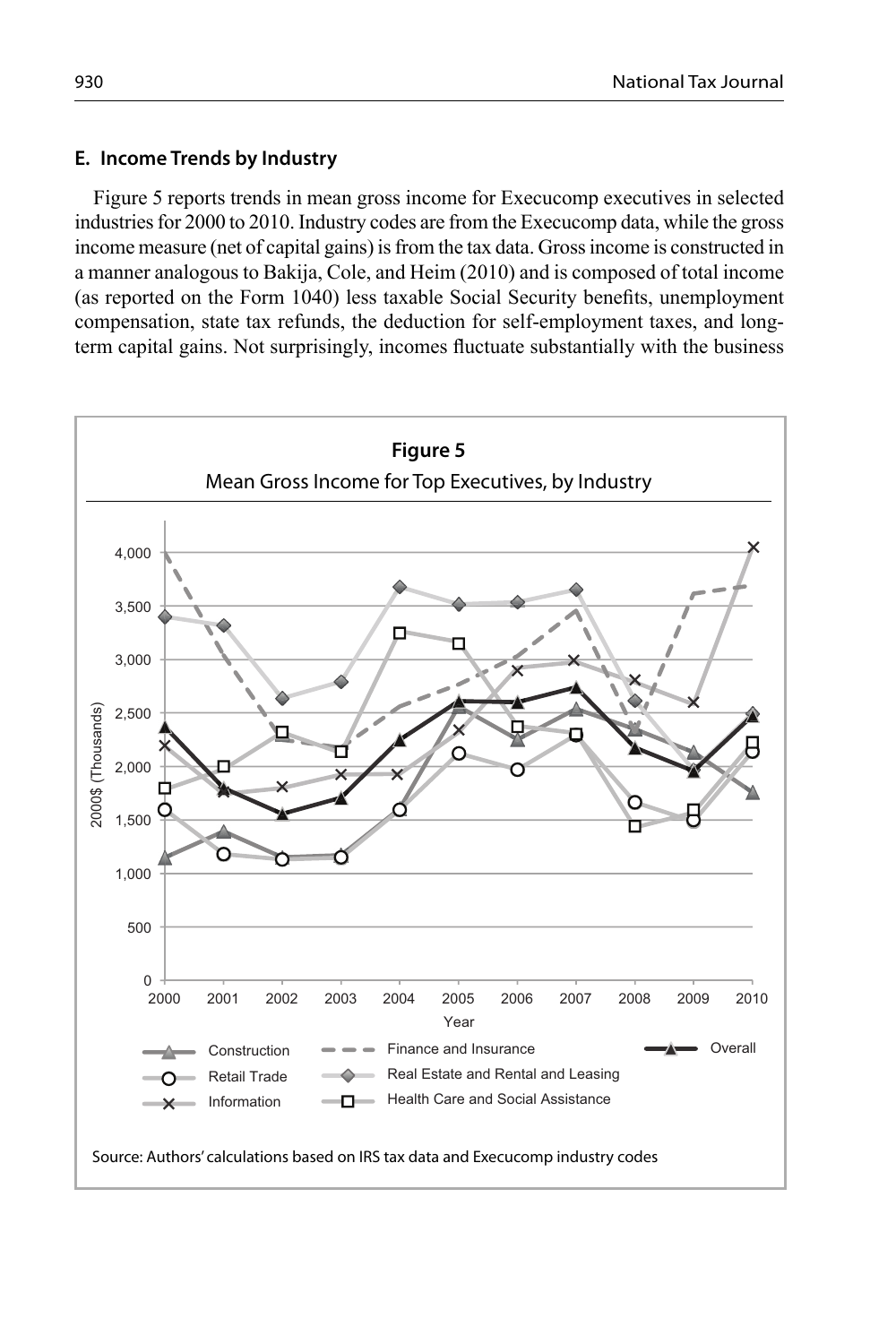### E. Income Trends by Industry

Figure 5 reports trends in mean gross income for Execucomp executives in selected industries for 2000 to 2010. Industry codes are from the Execucomp data, while the gross income measure (net of capital gains) is from the tax data. Gross income is constructed in a manner analogous to Bakija, Cole, and Heim (2010) and is composed of total income (as reported on the Form 1040) less taxable Social Security benefits, unemployment compensation, state tax refunds, the deduction for self-employment taxes, and long-term capital gains. Not surprisingly, incomes fluctuate substantially with the business

**Figure 5**

Mean Gross Income for Top Executives, by Industry

Source: Authors' calculations based on IRS tax data and Execucomp industry codes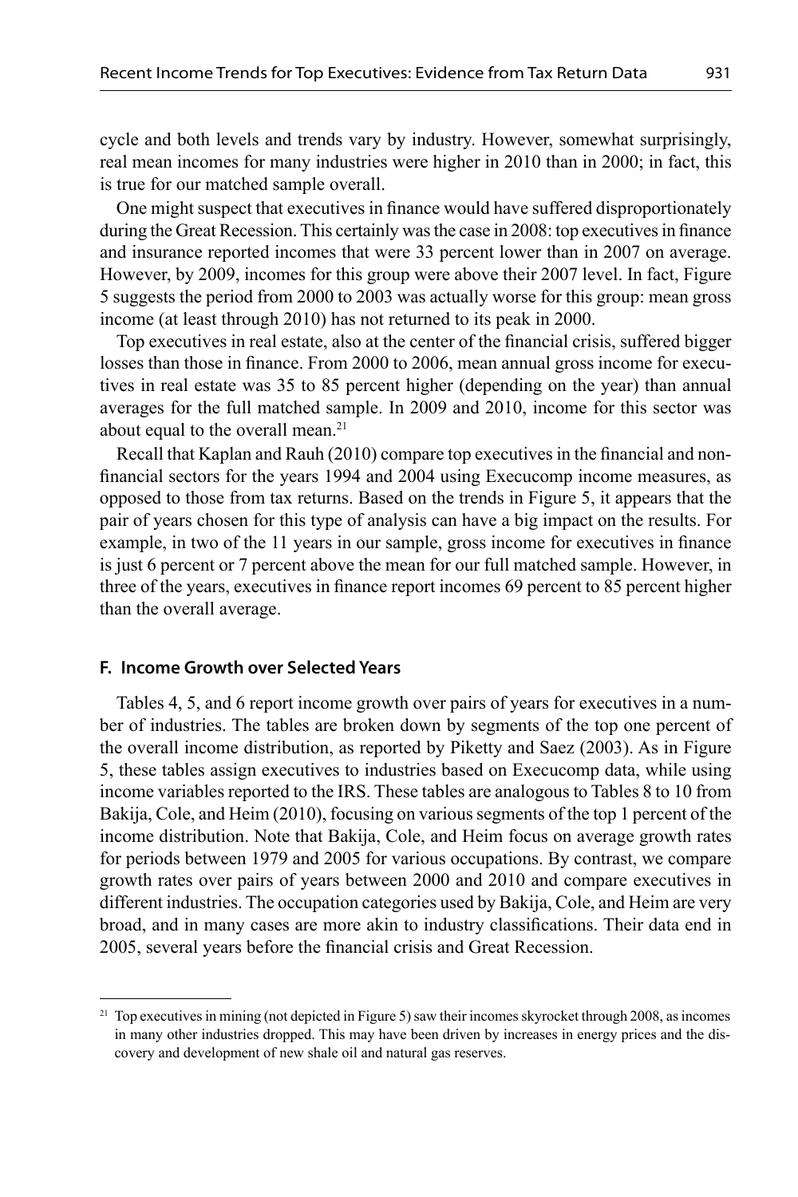cycle and both levels and trends vary by industry. However, somewhat surprisingly, real mean incomes for many industries were higher in 2010 than in 2000; in fact, this is true for our matched sample overall.

One might suspect that executives in finance would have suffered disproportionately during the Great Recession. This certainly was the case in 2008: top executives in finance and insurance reported incomes that were 33 percent lower than in 2007 on average. However, by 2009, incomes for this group were above their 2007 level. In fact, Figure 5 suggests the period from 2000 to 2003 was actually worse for this group: mean gross income (at least through 2010) has not returned to its peak in 2000.

Top executives in real estate, also at the center of the financial crisis, suffered bigger losses than those in finance. From 2000 to 2006, mean annual gross income for executives in real estate was 35 to 85 percent higher (depending on the year) than annual averages for the full matched sample. In 2009 and 2010, income for this sector was about equal to the overall mean.[21]

Recall that Kaplan and Rauh (2010) compare top executives in the financial and non-financial sectors for the years 1994 and 2004 using Execucomp income measures, as opposed to those from tax returns. Based on the trends in Figure 5, it appears that the pair of years chosen for this type of analysis can have a big impact on the results. For example, in two of the 11 years in our sample, gross income for executives in finance is just 6 percent or 7 percent above the mean for our full matched sample. However, in three of the years, executives in finance report incomes 69 percent to 85 percent higher than the overall average.

### F. Income Growth over Selected Years

Tables 4, 5, and 6 report income growth over pairs of years for executives in a number of industries. The tables are broken down by segments of the top one percent of the overall income distribution, as reported by Piketty and Saez (2003). As in Figure 5, these tables assign executives to industries based on Execucomp data, while using income variables reported to the IRS. These tables are analogous to Tables 8 to 10 from Bakija, Cole, and Heim (2010), focusing on various segments of the top 1 percent of the income distribution. Note that Bakija, Cole, and Heim focus on average growth rates for periods between 1979 and 2005 for various occupations. By contrast, we compare growth rates over pairs of years between 2000 and 2010 and compare executives in different industries. The occupation categories used by Bakija, Cole, and Heim are very broad, and in many cases are more akin to industry classifications. Their data end in 2005, several years before the financial crisis and Great Recession.

[21] Top executives in mining (not depicted in Figure 5) saw their incomes skyrocket through 2008, as incomes in many other industries dropped. This may have been driven by increases in energy prices and the discovery and development of new shale oil and natural gas reserves.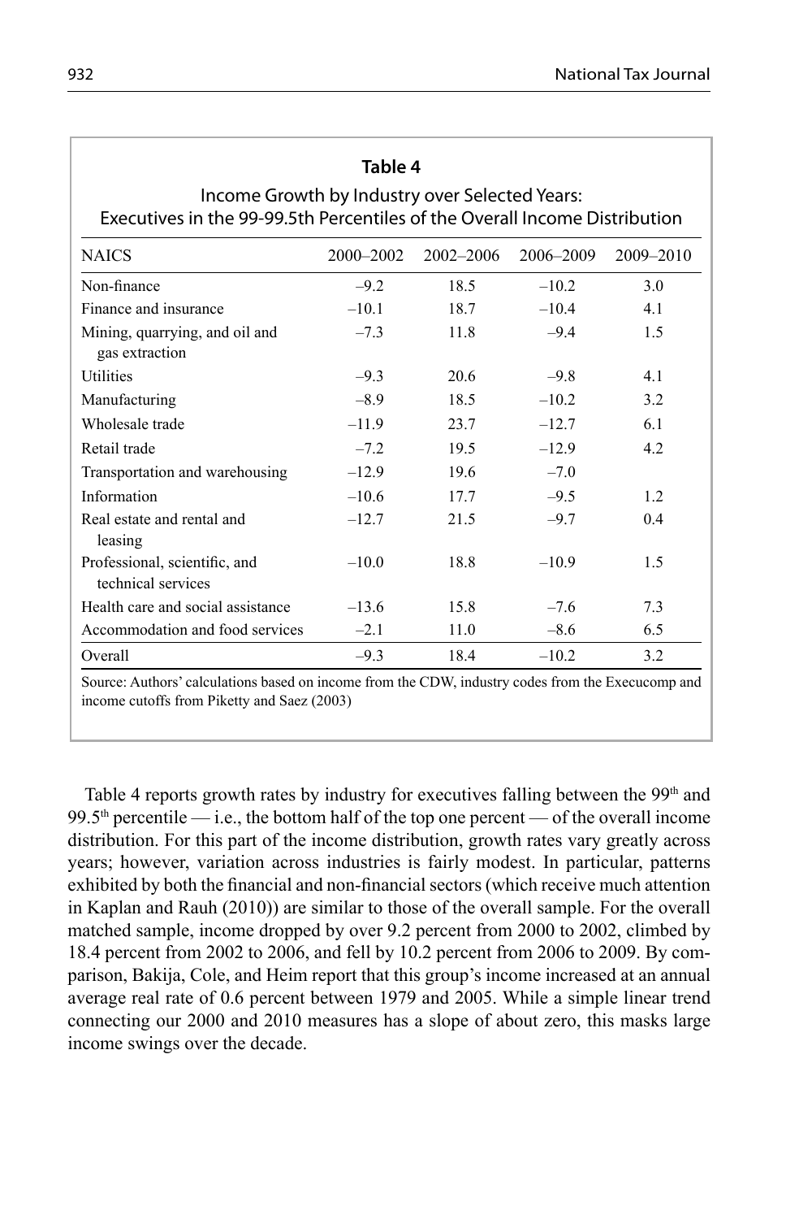**Table 4**

Income Growth by Industry over Selected Years:
Executives in the 99-99.5th Percentiles of the Overall Income Distribution

| NAICS | 2000–2002 | 2002–2006 | 2006–2009 | 2009–2010 |
|---|---|---|---|---|
| Non-finance | –9.2 | 18.5 | –10.2 | 3.0 |
| Finance and insurance | –10.1 | 18.7 | –10.4 | 4.1 |
| Mining, quarrying, and oil and gas extraction | –7.3 | 11.8 | –9.4 | 1.5 |
| Utilities | –9.3 | 20.6 | –9.8 | 4.1 |
| Manufacturing | –8.9 | 18.5 | –10.2 | 3.2 |
| Wholesale trade | –11.9 | 23.7 | –12.7 | 6.1 |
| Retail trade | –7.2 | 19.5 | –12.9 | 4.2 |
| Transportation and warehousing | –12.9 | 19.6 | –7.0 | |
| Information | –10.6 | 17.7 | –9.5 | 1.2 |
| Real estate and rental and leasing | –12.7 | 21.5 | –9.7 | 0.4 |
| Professional, scientific, and technical services | –10.0 | 18.8 | –10.9 | 1.5 |
| Health care and social assistance | –13.6 | 15.8 | –7.6 | 7.3 |
| Accommodation and food services | –2.1 | 11.0 | –8.6 | 6.5 |
| Overall | –9.3 | 18.4 | –10.2 | 3.2 |

Source: Authors' calculations based on income from the CDW, industry codes from the Execucomp and income cutoffs from Piketty and Saez (2003)

Table 4 reports growth rates by industry for executives falling between the 99th and 99.5th percentile — i.e., the bottom half of the top one percent — of the overall income distribution. For this part of the income distribution, growth rates vary greatly across years; however, variation across industries is fairly modest. In particular, patterns exhibited by both the financial and non-financial sectors (which receive much attention in Kaplan and Rauh (2010)) are similar to those of the overall sample. For the overall matched sample, income dropped by over 9.2 percent from 2000 to 2002, climbed by 18.4 percent from 2002 to 2006, and fell by 10.2 percent from 2006 to 2009. By comparison, Bakija, Cole, and Heim report that this group's income increased at an annual average real rate of 0.6 percent between 1979 and 2005. While a simple linear trend connecting our 2000 and 2010 measures has a slope of about zero, this masks large income swings over the decade.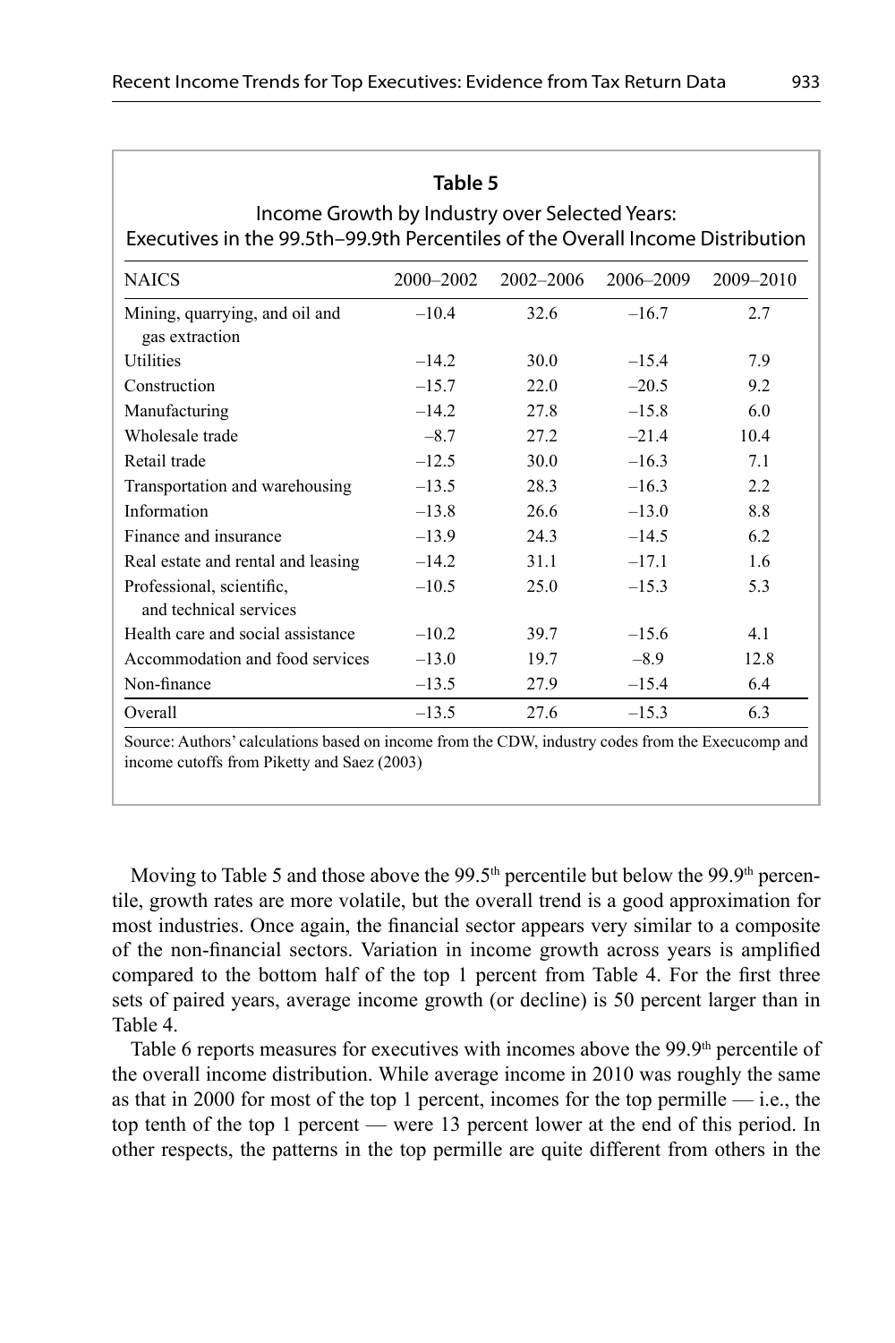**Table 5**

Income Growth by Industry over Selected Years:
Executives in the 99.5th–99.9th Percentiles of the Overall Income Distribution

| NAICS | 2000–2002 | 2002–2006 | 2006–2009 | 2009–2010 |
|---|---|---|---|---|
| Mining, quarrying, and oil and gas extraction | –10.4 | 32.6 | –16.7 | 2.7 |
| Utilities | –14.2 | 30.0 | –15.4 | 7.9 |
| Construction | –15.7 | 22.0 | –20.5 | 9.2 |
| Manufacturing | –14.2 | 27.8 | –15.8 | 6.0 |
| Wholesale trade | –8.7 | 27.2 | –21.4 | 10.4 |
| Retail trade | –12.5 | 30.0 | –16.3 | 7.1 |
| Transportation and warehousing | –13.5 | 28.3 | –16.3 | 2.2 |
| Information | –13.8 | 26.6 | –13.0 | 8.8 |
| Finance and insurance | –13.9 | 24.3 | –14.5 | 6.2 |
| Real estate and rental and leasing | –14.2 | 31.1 | –17.1 | 1.6 |
| Professional, scientific, and technical services | –10.5 | 25.0 | –15.3 | 5.3 |
| Health care and social assistance | –10.2 | 39.7 | –15.6 | 4.1 |
| Accommodation and food services | –13.0 | 19.7 | –8.9 | 12.8 |
| Non-finance | –13.5 | 27.9 | –15.4 | 6.4 |
| Overall | –13.5 | 27.6 | –15.3 | 6.3 |

Source: Authors' calculations based on income from the CDW, industry codes from the Execucomp and income cutoffs from Piketty and Saez (2003)

Moving to Table 5 and those above the 99.5th percentile but below the 99.9th percentile, growth rates are more volatile, but the overall trend is a good approximation for most industries. Once again, the financial sector appears very similar to a composite of the non-financial sectors. Variation in income growth across years is amplified compared to the bottom half of the top 1 percent from Table 4. For the first three sets of paired years, average income growth (or decline) is 50 percent larger than in Table 4.

Table 6 reports measures for executives with incomes above the 99.9th percentile of the overall income distribution. While average income in 2010 was roughly the same as that in 2000 for most of the top 1 percent, incomes for the top permille — i.e., the top tenth of the top 1 percent — were 13 percent lower at the end of this period. In other respects, the patterns in the top permille are quite different from others in the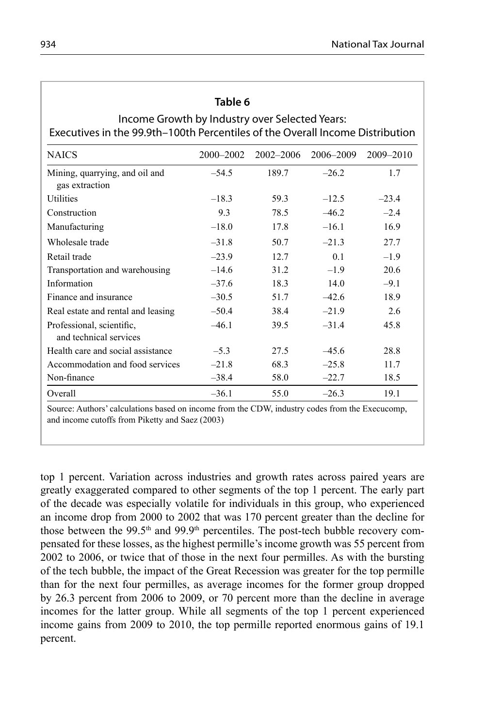**Table 6**

Income Growth by Industry over Selected Years:
Executives in the 99.9th–100th Percentiles of the Overall Income Distribution

| NAICS | 2000–2002 | 2002–2006 | 2006–2009 | 2009–2010 |
|---|---|---|---|---|
| Mining, quarrying, and oil and gas extraction | –54.5 | 189.7 | –26.2 | 1.7 |
| Utilities | –18.3 | 59.3 | –12.5 | –23.4 |
| Construction | 9.3 | 78.5 | –46.2 | –2.4 |
| Manufacturing | –18.0 | 17.8 | –16.1 | 16.9 |
| Wholesale trade | –31.8 | 50.7 | –21.3 | 27.7 |
| Retail trade | –23.9 | 12.7 | 0.1 | –1.9 |
| Transportation and warehousing | –14.6 | 31.2 | –1.9 | 20.6 |
| Information | –37.6 | 18.3 | 14.0 | –9.1 |
| Finance and insurance | –30.5 | 51.7 | –42.6 | 18.9 |
| Real estate and rental and leasing | –50.4 | 38.4 | –21.9 | 2.6 |
| Professional, scientific, and technical services | –46.1 | 39.5 | –31.4 | 45.8 |
| Health care and social assistance | –5.3 | 27.5 | –45.6 | 28.8 |
| Accommodation and food services | –21.8 | 68.3 | –25.8 | 11.7 |
| Non-finance | –38.4 | 58.0 | –22.7 | 18.5 |
| Overall | –36.1 | 55.0 | –26.3 | 19.1 |

Source: Authors' calculations based on income from the CDW, industry codes from the Execucomp, and income cutoffs from Piketty and Saez (2003)

top 1 percent. Variation across industries and growth rates across paired years are greatly exaggerated compared to other segments of the top 1 percent. The early part of the decade was especially volatile for individuals in this group, who experienced an income drop from 2000 to 2002 that was 170 percent greater than the decline for those between the 99.5th and 99.9th percentiles. The post-tech bubble recovery compensated for these losses, as the highest permille's income growth was 55 percent from 2002 to 2006, or twice that of those in the next four permilles. As with the bursting of the tech bubble, the impact of the Great Recession was greater for the top permille than for the next four permilles, as average incomes for the former group dropped by 26.3 percent from 2006 to 2009, or 70 percent more than the decline in average incomes for the latter group. While all segments of the top 1 percent experienced income gains from 2009 to 2010, the top permille reported enormous gains of 19.1 percent.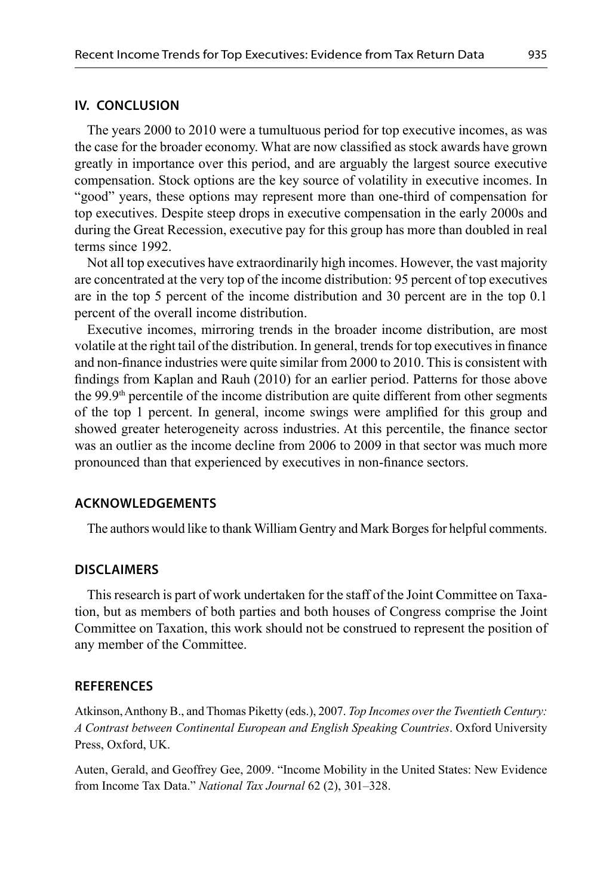## IV. CONCLUSION

The years 2000 to 2010 were a tumultuous period for top executive incomes, as was the case for the broader economy. What are now classified as stock awards have grown greatly in importance over this period, and are arguably the largest source executive compensation. Stock options are the key source of volatility in executive incomes. In "good" years, these options may represent more than one-third of compensation for top executives. Despite steep drops in executive compensation in the early 2000s and during the Great Recession, executive pay for this group has more than doubled in real terms since 1992.

Not all top executives have extraordinarily high incomes. However, the vast majority are concentrated at the very top of the income distribution: 95 percent of top executives are in the top 5 percent of the income distribution and 30 percent are in the top 0.1 percent of the overall income distribution.

Executive incomes, mirroring trends in the broader income distribution, are most volatile at the right tail of the distribution. In general, trends for top executives in finance and non-finance industries were quite similar from 2000 to 2010. This is consistent with findings from Kaplan and Rauh (2010) for an earlier period. Patterns for those above the 99.9th percentile of the income distribution are quite different from other segments of the top 1 percent. In general, income swings were amplified for this group and showed greater heterogeneity across industries. At this percentile, the finance sector was an outlier as the income decline from 2006 to 2009 in that sector was much more pronounced than that experienced by executives in non-finance sectors.

## ACKNOWLEDGEMENTS

The authors would like to thank William Gentry and Mark Borges for helpful comments.

## DISCLAIMERS

This research is part of work undertaken for the staff of the Joint Committee on Taxation, but as members of both parties and both houses of Congress comprise the Joint Committee on Taxation, this work should not be construed to represent the position of any member of the Committee.

## REFERENCES

Atkinson, Anthony B., and Thomas Piketty (eds.), 2007. *Top Incomes over the Twentieth Century: A Contrast between Continental European and English Speaking Countries*. Oxford University Press, Oxford, UK.

Auten, Gerald, and Geoffrey Gee, 2009. "Income Mobility in the United States: New Evidence from Income Tax Data." *National Tax Journal* 62 (2), 301–328.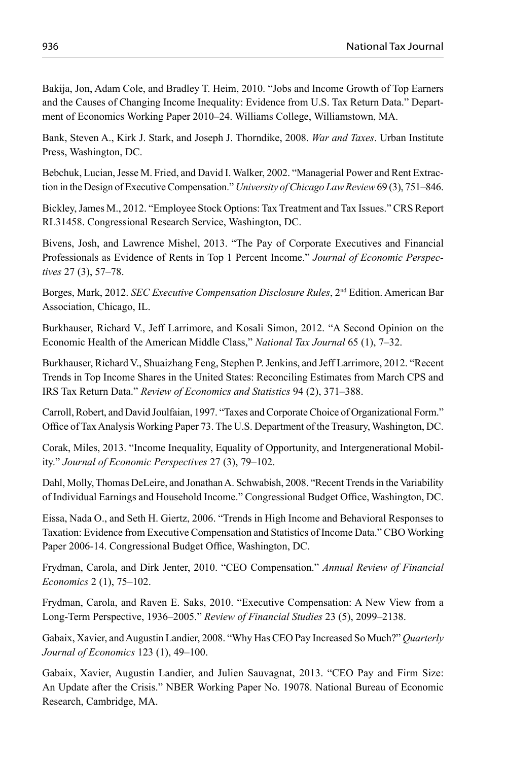Bakija, Jon, Adam Cole, and Bradley T. Heim, 2010. "Jobs and Income Growth of Top Earners and the Causes of Changing Income Inequality: Evidence from U.S. Tax Return Data." Department of Economics Working Paper 2010–24. Williams College, Williamstown, MA.

Bank, Steven A., Kirk J. Stark, and Joseph J. Thorndike, 2008. *War and Taxes*. Urban Institute Press, Washington, DC.

Bebchuk, Lucian, Jesse M. Fried, and David I. Walker, 2002. "Managerial Power and Rent Extraction in the Design of Executive Compensation." *University of Chicago Law Review* 69 (3), 751–846.

Bickley, James M., 2012. "Employee Stock Options: Tax Treatment and Tax Issues." CRS Report RL31458. Congressional Research Service, Washington, DC.

Bivens, Josh, and Lawrence Mishel, 2013. "The Pay of Corporate Executives and Financial Professionals as Evidence of Rents in Top 1 Percent Income." *Journal of Economic Perspectives* 27 (3), 57–78.

Borges, Mark, 2012. *SEC Executive Compensation Disclosure Rules*, 2nd Edition. American Bar Association, Chicago, IL.

Burkhauser, Richard V., Jeff Larrimore, and Kosali Simon, 2012. "A Second Opinion on the Economic Health of the American Middle Class," *National Tax Journal* 65 (1), 7–32.

Burkhauser, Richard V., Shuaizhang Feng, Stephen P. Jenkins, and Jeff Larrimore, 2012. "Recent Trends in Top Income Shares in the United States: Reconciling Estimates from March CPS and IRS Tax Return Data." *Review of Economics and Statistics* 94 (2), 371–388.

Carroll, Robert, and David Joulfaian, 1997. "Taxes and Corporate Choice of Organizational Form." Office of Tax Analysis Working Paper 73. The U.S. Department of the Treasury, Washington, DC.

Corak, Miles, 2013. "Income Inequality, Equality of Opportunity, and Intergenerational Mobility." *Journal of Economic Perspectives* 27 (3), 79–102.

Dahl, Molly, Thomas DeLeire, and Jonathan A. Schwabish, 2008. "Recent Trends in the Variability of Individual Earnings and Household Income." Congressional Budget Office, Washington, DC.

Eissa, Nada O., and Seth H. Giertz, 2006. "Trends in High Income and Behavioral Responses to Taxation: Evidence from Executive Compensation and Statistics of Income Data." CBO Working Paper 2006-14. Congressional Budget Office, Washington, DC.

Frydman, Carola, and Dirk Jenter, 2010. "CEO Compensation." *Annual Review of Financial Economics* 2 (1), 75–102.

Frydman, Carola, and Raven E. Saks, 2010. "Executive Compensation: A New View from a Long-Term Perspective, 1936–2005." *Review of Financial Studies* 23 (5), 2099–2138.

Gabaix, Xavier, and Augustin Landier, 2008. "Why Has CEO Pay Increased So Much?" *Quarterly Journal of Economics* 123 (1), 49–100.

Gabaix, Xavier, Augustin Landier, and Julien Sauvagnat, 2013. "CEO Pay and Firm Size: An Update after the Crisis." NBER Working Paper No. 19078. National Bureau of Economic Research, Cambridge, MA.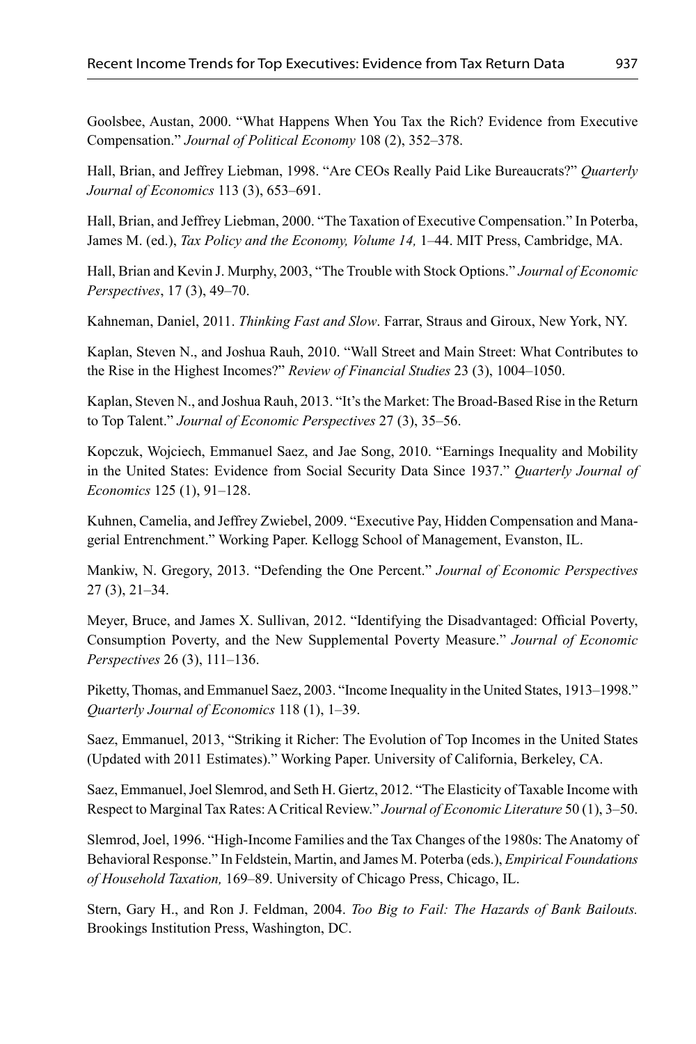Goolsbee, Austan, 2000. "What Happens When You Tax the Rich? Evidence from Executive Compensation." *Journal of Political Economy* 108 (2), 352–378.

Hall, Brian, and Jeffrey Liebman, 1998. "Are CEOs Really Paid Like Bureaucrats?" *Quarterly Journal of Economics* 113 (3), 653–691.

Hall, Brian, and Jeffrey Liebman, 2000. "The Taxation of Executive Compensation." In Poterba, James M. (ed.), *Tax Policy and the Economy, Volume 14,* 1–44. MIT Press, Cambridge, MA.

Hall, Brian and Kevin J. Murphy, 2003, "The Trouble with Stock Options." *Journal of Economic Perspectives*, 17 (3), 49–70.

Kahneman, Daniel, 2011. *Thinking Fast and Slow*. Farrar, Straus and Giroux, New York, NY.

Kaplan, Steven N., and Joshua Rauh, 2010. "Wall Street and Main Street: What Contributes to the Rise in the Highest Incomes?" *Review of Financial Studies* 23 (3), 1004–1050.

Kaplan, Steven N., and Joshua Rauh, 2013. "It's the Market: The Broad-Based Rise in the Return to Top Talent." *Journal of Economic Perspectives* 27 (3), 35–56.

Kopczuk, Wojciech, Emmanuel Saez, and Jae Song, 2010. "Earnings Inequality and Mobility in the United States: Evidence from Social Security Data Since 1937." *Quarterly Journal of Economics* 125 (1), 91–128.

Kuhnen, Camelia, and Jeffrey Zwiebel, 2009. "Executive Pay, Hidden Compensation and Managerial Entrenchment." Working Paper. Kellogg School of Management, Evanston, IL.

Mankiw, N. Gregory, 2013. "Defending the One Percent." *Journal of Economic Perspectives* 27 (3), 21–34.

Meyer, Bruce, and James X. Sullivan, 2012. "Identifying the Disadvantaged: Official Poverty, Consumption Poverty, and the New Supplemental Poverty Measure." *Journal of Economic Perspectives* 26 (3), 111–136.

Piketty, Thomas, and Emmanuel Saez, 2003. "Income Inequality in the United States, 1913–1998." *Quarterly Journal of Economics* 118 (1), 1–39.

Saez, Emmanuel, 2013, "Striking it Richer: The Evolution of Top Incomes in the United States (Updated with 2011 Estimates)." Working Paper. University of California, Berkeley, CA.

Saez, Emmanuel, Joel Slemrod, and Seth H. Giertz, 2012. "The Elasticity of Taxable Income with Respect to Marginal Tax Rates: A Critical Review." *Journal of Economic Literature* 50 (1), 3–50.

Slemrod, Joel, 1996. "High-Income Families and the Tax Changes of the 1980s: The Anatomy of Behavioral Response." In Feldstein, Martin, and James M. Poterba (eds.), *Empirical Foundations of Household Taxation,* 169–89. University of Chicago Press, Chicago, IL.

Stern, Gary H., and Ron J. Feldman, 2004. *Too Big to Fail: The Hazards of Bank Bailouts.* Brookings Institution Press, Washington, DC.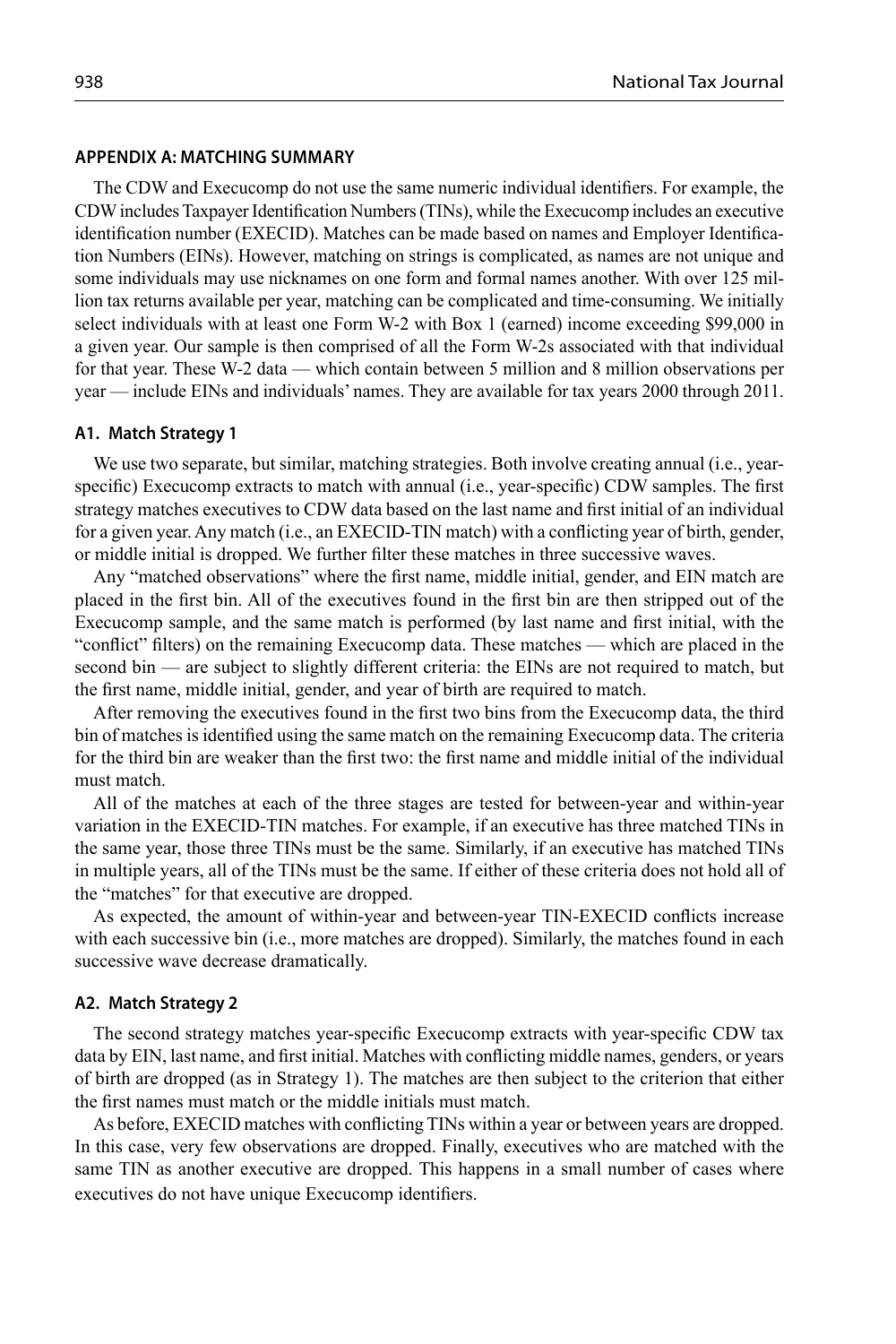## APPENDIX A: MATCHING SUMMARY

The CDW and Execucomp do not use the same numeric individual identifiers. For example, the CDW includes Taxpayer Identification Numbers (TINs), while the Execucomp includes an executive identification number (EXECID). Matches can be made based on names and Employer Identification Numbers (EINs). However, matching on strings is complicated, as names are not unique and some individuals may use nicknames on one form and formal names another. With over 125 million tax returns available per year, matching can be complicated and time-consuming. We initially select individuals with at least one Form W-2 with Box 1 (earned) income exceeding $99,000 in a given year. Our sample is then comprised of all the Form W-2s associated with that individual for that year. These W-2 data — which contain between 5 million and 8 million observations per year — include EINs and individuals' names. They are available for tax years 2000 through 2011.

### A1. Match Strategy 1

We use two separate, but similar, matching strategies. Both involve creating annual (i.e., year-specific) Execucomp extracts to match with annual (i.e., year-specific) CDW samples. The first strategy matches executives to CDW data based on the last name and first initial of an individual for a given year. Any match (i.e., an EXECID-TIN match) with a conflicting year of birth, gender, or middle initial is dropped. We further filter these matches in three successive waves.

Any "matched observations" where the first name, middle initial, gender, and EIN match are placed in the first bin. All of the executives found in the first bin are then stripped out of the Execucomp sample, and the same match is performed (by last name and first initial, with the "conflict" filters) on the remaining Execucomp data. These matches — which are placed in the second bin — are subject to slightly different criteria: the EINs are not required to match, but the first name, middle initial, gender, and year of birth are required to match.

After removing the executives found in the first two bins from the Execucomp data, the third bin of matches is identified using the same match on the remaining Execucomp data. The criteria for the third bin are weaker than the first two: the first name and middle initial of the individual must match.

All of the matches at each of the three stages are tested for between-year and within-year variation in the EXECID-TIN matches. For example, if an executive has three matched TINs in the same year, those three TINs must be the same. Similarly, if an executive has matched TINs in multiple years, all of the TINs must be the same. If either of these criteria does not hold all of the "matches" for that executive are dropped.

As expected, the amount of within-year and between-year TIN-EXECID conflicts increase with each successive bin (i.e., more matches are dropped). Similarly, the matches found in each successive wave decrease dramatically.

### A2. Match Strategy 2

The second strategy matches year-specific Execucomp extracts with year-specific CDW tax data by EIN, last name, and first initial. Matches with conflicting middle names, genders, or years of birth are dropped (as in Strategy 1). The matches are then subject to the criterion that either the first names must match or the middle initials must match.

As before, EXECID matches with conflicting TINs within a year or between years are dropped. In this case, very few observations are dropped. Finally, executives who are matched with the same TIN as another executive are dropped. This happens in a small number of cases where executives do not have unique Execucomp identifiers.